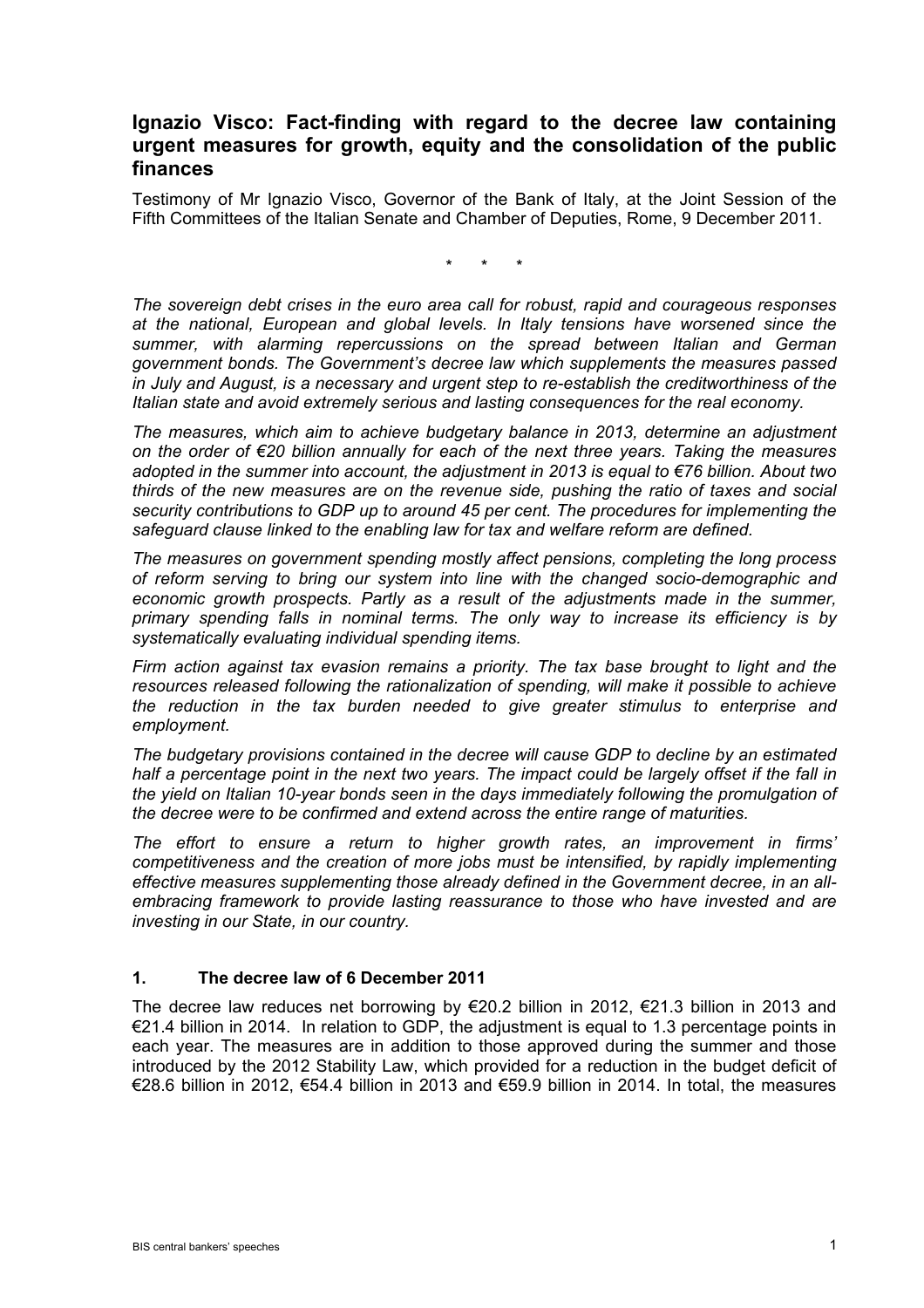## Ignazio Visco: Fact-finding with regard to the decree law containing urgent measures for growth, equity and the consolidation of the public finances

Testimony of Mr Ignazio Visco, Governor of the Bank of Italy, at the Joint Session of the Fifth Committees of the Italian Senate and Chamber of Deputies, Rome, 9 December 2011.

\* \* \*

*The sovereign debt crises in the euro area call for robust, rapid and courageous responses at the national, European and global levels. In Italy tensions have worsened since the summer, with alarming repercussions on the spread between Italian and German government bonds. The Government's decree law which supplements the measures passed in July and August, is a necessary and urgent step to re-establish the creditworthiness of the Italian state and avoid extremely serious and lasting consequences for the real economy.*

*The measures, which aim to achieve budgetary balance in 2013, determine an adjustment on the order of €20 billion annually for each of the next three years. Taking the measures adopted in the summer into account, the adjustment in 2013 is equal to €76 billion. About two thirds of the new measures are on the revenue side, pushing the ratio of taxes and social security contributions to GDP up to around 45 per cent. The procedures for implementing the safeguard clause linked to the enabling law for tax and welfare reform are defined.*

*The measures on government spending mostly affect pensions, completing the long process of reform serving to bring our system into line with the changed socio-demographic and economic growth prospects. Partly as a result of the adjustments made in the summer, primary spending falls in nominal terms. The only way to increase its efficiency is by systematically evaluating individual spending items.*

*Firm action against tax evasion remains a priority. The tax base brought to light and the resources released following the rationalization of spending, will make it possible to achieve the reduction in the tax burden needed to give greater stimulus to enterprise and employment.*

*The budgetary provisions contained in the decree will cause GDP to decline by an estimated half a percentage point in the next two years. The impact could be largely offset if the fall in the yield on Italian 10-year bonds seen in the days immediately following the promulgation of the decree were to be confirmed and extend across the entire range of maturities.*

*The effort to ensure a return to higher growth rates, an improvement in firms' competitiveness and the creation of more jobs must be intensified, by rapidly implementing effective measures supplementing those already defined in the Government decree, in an all-embracing framework to provide lasting reassurance to those who have invested and are investing in our State, in our country.*

### 1. The decree law of 6 December 2011

The decree law reduces net borrowing by €20.2 billion in 2012, €21.3 billion in 2013 and €21.4 billion in 2014. In relation to GDP, the adjustment is equal to 1.3 percentage points in each year. The measures are in addition to those approved during the summer and those introduced by the 2012 Stability Law, which provided for a reduction in the budget deficit of €28.6 billion in 2012, €54.4 billion in 2013 and €59.9 billion in 2014. In total, the measures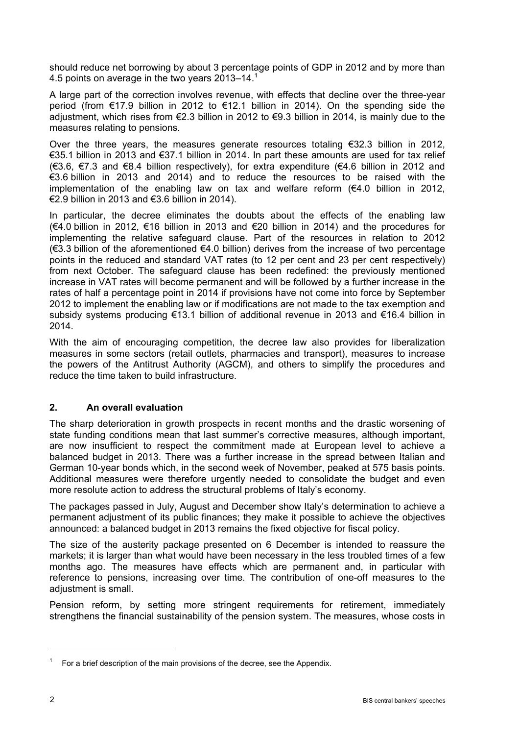should reduce net borrowing by about 3 percentage points of GDP in 2012 and by more than 4.5 points on average in the two years 2013–14.[1]

A large part of the correction involves revenue, with effects that decline over the three-year period (from €17.9 billion in 2012 to €12.1 billion in 2014). On the spending side the adjustment, which rises from €2.3 billion in 2012 to €9.3 billion in 2014, is mainly due to the measures relating to pensions.

Over the three years, the measures generate resources totaling €32.3 billion in 2012, €35.1 billion in 2013 and €37.1 billion in 2014. In part these amounts are used for tax relief (€3.6, €7.3 and €8.4 billion respectively), for extra expenditure (€4.6 billion in 2012 and €3.6 billion in 2013 and 2014) and to reduce the resources to be raised with the implementation of the enabling law on tax and welfare reform (€4.0 billion in 2012, €2.9 billion in 2013 and €3.6 billion in 2014).

In particular, the decree eliminates the doubts about the effects of the enabling law (€4.0 billion in 2012, €16 billion in 2013 and €20 billion in 2014) and the procedures for implementing the relative safeguard clause. Part of the resources in relation to 2012 (€3.3 billion of the aforementioned €4.0 billion) derives from the increase of two percentage points in the reduced and standard VAT rates (to 12 per cent and 23 per cent respectively) from next October. The safeguard clause has been redefined: the previously mentioned increase in VAT rates will become permanent and will be followed by a further increase in the rates of half a percentage point in 2014 if provisions have not come into force by September 2012 to implement the enabling law or if modifications are not made to the tax exemption and subsidy systems producing €13.1 billion of additional revenue in 2013 and €16.4 billion in 2014.

With the aim of encouraging competition, the decree law also provides for liberalization measures in some sectors (retail outlets, pharmacies and transport), measures to increase the powers of the Antitrust Authority (AGCM), and others to simplify the procedures and reduce the time taken to build infrastructure.

## 2. An overall evaluation

The sharp deterioration in growth prospects in recent months and the drastic worsening of state funding conditions mean that last summer's corrective measures, although important, are now insufficient to respect the commitment made at European level to achieve a balanced budget in 2013. There was a further increase in the spread between Italian and German 10-year bonds which, in the second week of November, peaked at 575 basis points. Additional measures were therefore urgently needed to consolidate the budget and even more resolute action to address the structural problems of Italy's economy.

The packages passed in July, August and December show Italy's determination to achieve a permanent adjustment of its public finances; they make it possible to achieve the objectives announced: a balanced budget in 2013 remains the fixed objective for fiscal policy.

The size of the austerity package presented on 6 December is intended to reassure the markets; it is larger than what would have been necessary in the less troubled times of a few months ago. The measures have effects which are permanent and, in particular with reference to pensions, increasing over time. The contribution of one-off measures to the adjustment is small.

Pension reform, by setting more stringent requirements for retirement, immediately strengthens the financial sustainability of the pension system. The measures, whose costs in

[1] For a brief description of the main provisions of the decree, see the Appendix.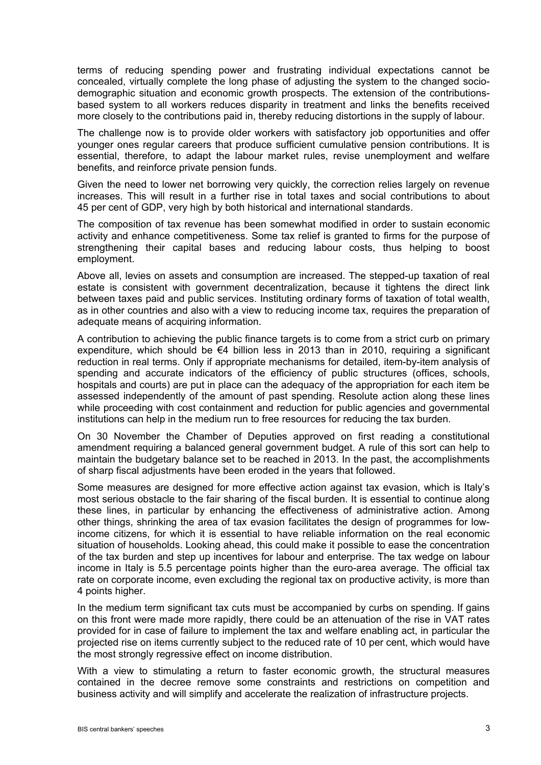terms of reducing spending power and frustrating individual expectations cannot be concealed, virtually complete the long phase of adjusting the system to the changed socio-demographic situation and economic growth prospects. The extension of the contributions-based system to all workers reduces disparity in treatment and links the benefits received more closely to the contributions paid in, thereby reducing distortions in the supply of labour.

The challenge now is to provide older workers with satisfactory job opportunities and offer younger ones regular careers that produce sufficient cumulative pension contributions. It is essential, therefore, to adapt the labour market rules, revise unemployment and welfare benefits, and reinforce private pension funds.

Given the need to lower net borrowing very quickly, the correction relies largely on revenue increases. This will result in a further rise in total taxes and social contributions to about 45 per cent of GDP, very high by both historical and international standards.

The composition of tax revenue has been somewhat modified in order to sustain economic activity and enhance competitiveness. Some tax relief is granted to firms for the purpose of strengthening their capital bases and reducing labour costs, thus helping to boost employment.

Above all, levies on assets and consumption are increased. The stepped-up taxation of real estate is consistent with government decentralization, because it tightens the direct link between taxes paid and public services. Instituting ordinary forms of taxation of total wealth, as in other countries and also with a view to reducing income tax, requires the preparation of adequate means of acquiring information.

A contribution to achieving the public finance targets is to come from a strict curb on primary expenditure, which should be €4 billion less in 2013 than in 2010, requiring a significant reduction in real terms. Only if appropriate mechanisms for detailed, item-by-item analysis of spending and accurate indicators of the efficiency of public structures (offices, schools, hospitals and courts) are put in place can the adequacy of the appropriation for each item be assessed independently of the amount of past spending. Resolute action along these lines while proceeding with cost containment and reduction for public agencies and governmental institutions can help in the medium run to free resources for reducing the tax burden.

On 30 November the Chamber of Deputies approved on first reading a constitutional amendment requiring a balanced general government budget. A rule of this sort can help to maintain the budgetary balance set to be reached in 2013. In the past, the accomplishments of sharp fiscal adjustments have been eroded in the years that followed.

Some measures are designed for more effective action against tax evasion, which is Italy's most serious obstacle to the fair sharing of the fiscal burden. It is essential to continue along these lines, in particular by enhancing the effectiveness of administrative action. Among other things, shrinking the area of tax evasion facilitates the design of programmes for low-income citizens, for which it is essential to have reliable information on the real economic situation of households. Looking ahead, this could make it possible to ease the concentration of the tax burden and step up incentives for labour and enterprise. The tax wedge on labour income in Italy is 5.5 percentage points higher than the euro-area average. The official tax rate on corporate income, even excluding the regional tax on productive activity, is more than 4 points higher.

In the medium term significant tax cuts must be accompanied by curbs on spending. If gains on this front were made more rapidly, there could be an attenuation of the rise in VAT rates provided for in case of failure to implement the tax and welfare enabling act, in particular the projected rise on items currently subject to the reduced rate of 10 per cent, which would have the most strongly regressive effect on income distribution.

With a view to stimulating a return to faster economic growth, the structural measures contained in the decree remove some constraints and restrictions on competition and business activity and will simplify and accelerate the realization of infrastructure projects.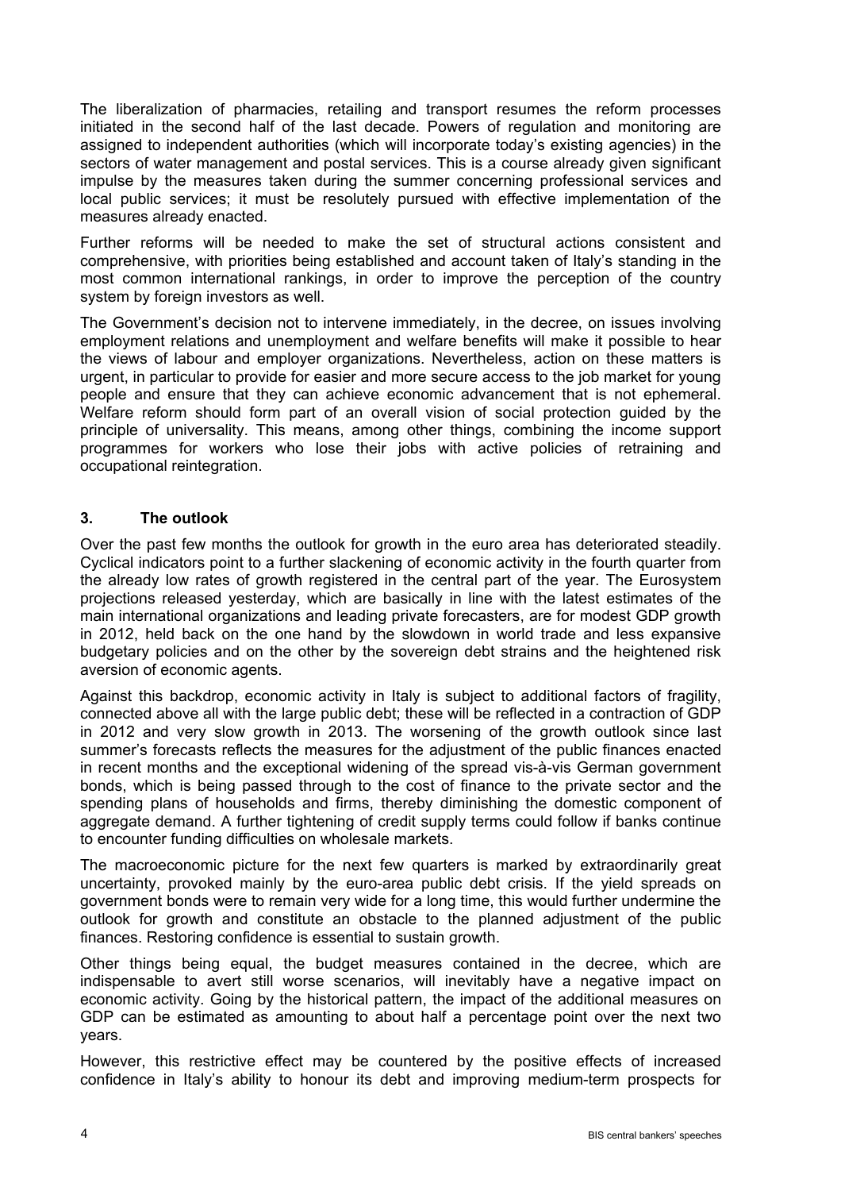The liberalization of pharmacies, retailing and transport resumes the reform processes initiated in the second half of the last decade. Powers of regulation and monitoring are assigned to independent authorities (which will incorporate today's existing agencies) in the sectors of water management and postal services. This is a course already given significant impulse by the measures taken during the summer concerning professional services and local public services; it must be resolutely pursued with effective implementation of the measures already enacted.

Further reforms will be needed to make the set of structural actions consistent and comprehensive, with priorities being established and account taken of Italy's standing in the most common international rankings, in order to improve the perception of the country system by foreign investors as well.

The Government's decision not to intervene immediately, in the decree, on issues involving employment relations and unemployment and welfare benefits will make it possible to hear the views of labour and employer organizations. Nevertheless, action on these matters is urgent, in particular to provide for easier and more secure access to the job market for young people and ensure that they can achieve economic advancement that is not ephemeral. Welfare reform should form part of an overall vision of social protection guided by the principle of universality. This means, among other things, combining the income support programmes for workers who lose their jobs with active policies of retraining and occupational reintegration.

## 3. The outlook

Over the past few months the outlook for growth in the euro area has deteriorated steadily. Cyclical indicators point to a further slackening of economic activity in the fourth quarter from the already low rates of growth registered in the central part of the year. The Eurosystem projections released yesterday, which are basically in line with the latest estimates of the main international organizations and leading private forecasters, are for modest GDP growth in 2012, held back on the one hand by the slowdown in world trade and less expansive budgetary policies and on the other by the sovereign debt strains and the heightened risk aversion of economic agents.

Against this backdrop, economic activity in Italy is subject to additional factors of fragility, connected above all with the large public debt; these will be reflected in a contraction of GDP in 2012 and very slow growth in 2013. The worsening of the growth outlook since last summer's forecasts reflects the measures for the adjustment of the public finances enacted in recent months and the exceptional widening of the spread vis-à-vis German government bonds, which is being passed through to the cost of finance to the private sector and the spending plans of households and firms, thereby diminishing the domestic component of aggregate demand. A further tightening of credit supply terms could follow if banks continue to encounter funding difficulties on wholesale markets.

The macroeconomic picture for the next few quarters is marked by extraordinarily great uncertainty, provoked mainly by the euro-area public debt crisis. If the yield spreads on government bonds were to remain very wide for a long time, this would further undermine the outlook for growth and constitute an obstacle to the planned adjustment of the public finances. Restoring confidence is essential to sustain growth.

Other things being equal, the budget measures contained in the decree, which are indispensable to avert still worse scenarios, will inevitably have a negative impact on economic activity. Going by the historical pattern, the impact of the additional measures on GDP can be estimated as amounting to about half a percentage point over the next two years.

However, this restrictive effect may be countered by the positive effects of increased confidence in Italy's ability to honour its debt and improving medium-term prospects for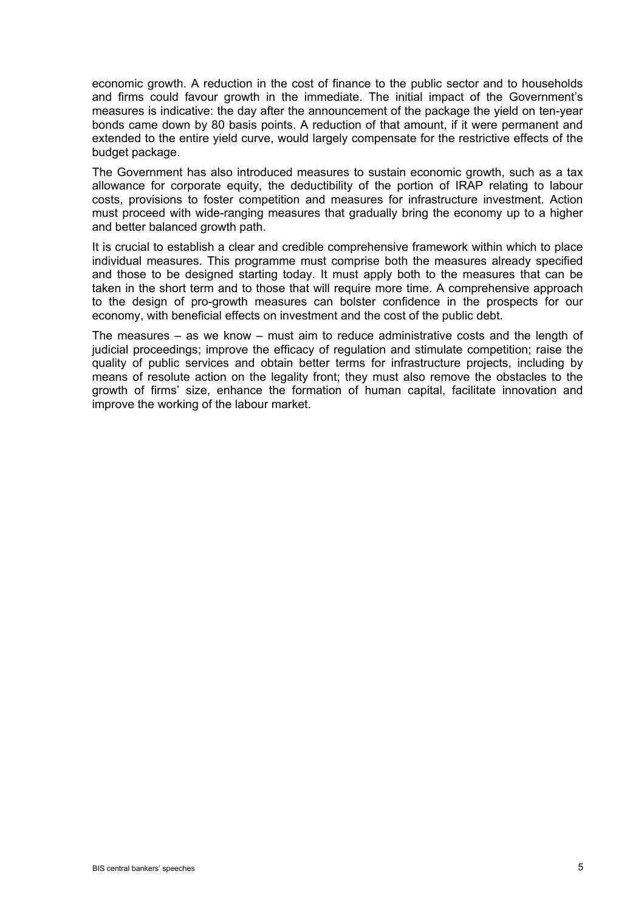economic growth. A reduction in the cost of finance to the public sector and to households and firms could favour growth in the immediate. The initial impact of the Government's measures is indicative: the day after the announcement of the package the yield on ten-year bonds came down by 80 basis points. A reduction of that amount, if it were permanent and extended to the entire yield curve, would largely compensate for the restrictive effects of the budget package.

The Government has also introduced measures to sustain economic growth, such as a tax allowance for corporate equity, the deductibility of the portion of IRAP relating to labour costs, provisions to foster competition and measures for infrastructure investment. Action must proceed with wide-ranging measures that gradually bring the economy up to a higher and better balanced growth path.

It is crucial to establish a clear and credible comprehensive framework within which to place individual measures. This programme must comprise both the measures already specified and those to be designed starting today. It must apply both to the measures that can be taken in the short term and to those that will require more time. A comprehensive approach to the design of pro-growth measures can bolster confidence in the prospects for our economy, with beneficial effects on investment and the cost of the public debt.

The measures – as we know – must aim to reduce administrative costs and the length of judicial proceedings; improve the efficacy of regulation and stimulate competition; raise the quality of public services and obtain better terms for infrastructure projects, including by means of resolute action on the legality front; they must also remove the obstacles to the growth of firms' size, enhance the formation of human capital, facilitate innovation and improve the working of the labour market.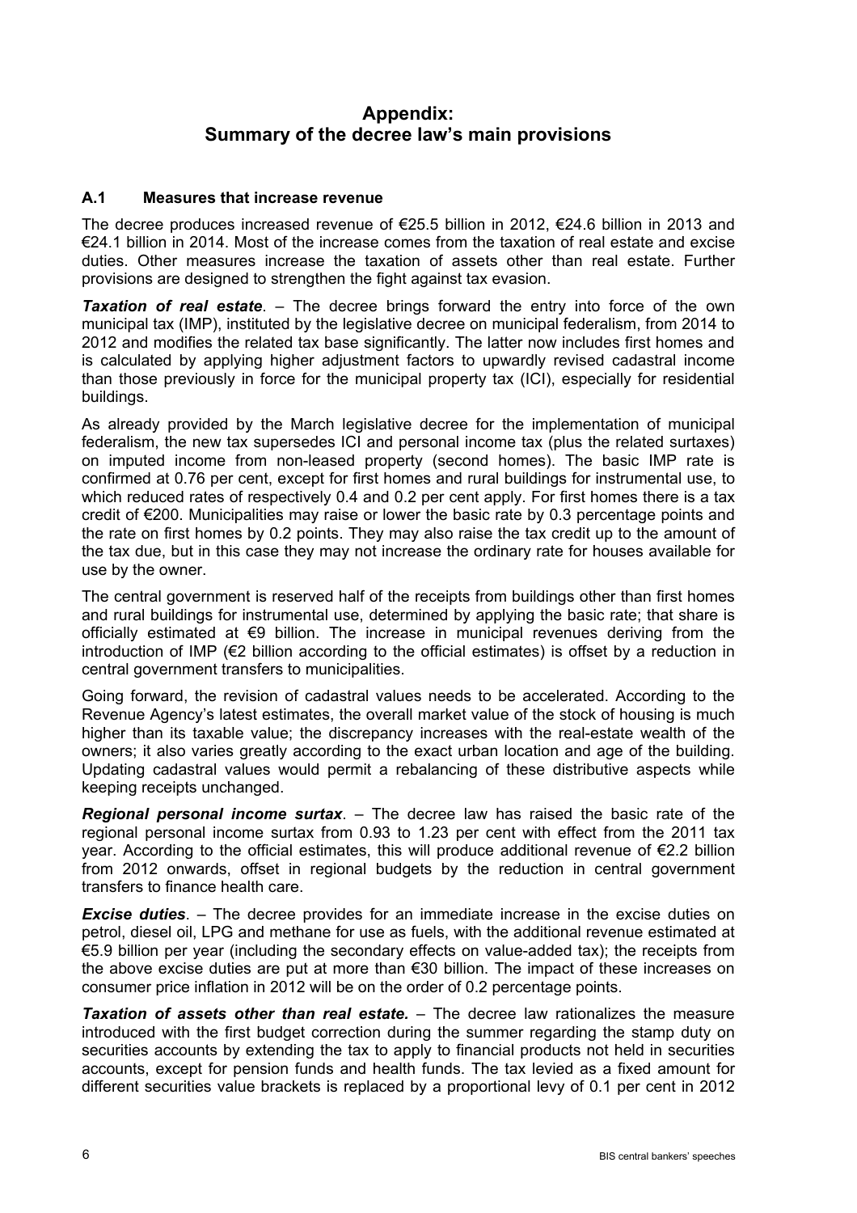# Appendix:
# Summary of the decree law's main provisions

### A.1 Measures that increase revenue

The decree produces increased revenue of €25.5 billion in 2012, €24.6 billion in 2013 and €24.1 billion in 2014. Most of the increase comes from the taxation of real estate and excise duties. Other measures increase the taxation of assets other than real estate. Further provisions are designed to strengthen the fight against tax evasion.

***Taxation of real estate***. – The decree brings forward the entry into force of the own municipal tax (IMP), instituted by the legislative decree on municipal federalism, from 2014 to 2012 and modifies the related tax base significantly. The latter now includes first homes and is calculated by applying higher adjustment factors to upwardly revised cadastral income than those previously in force for the municipal property tax (ICI), especially for residential buildings.

As already provided by the March legislative decree for the implementation of municipal federalism, the new tax supersedes ICI and personal income tax (plus the related surtaxes) on imputed income from non-leased property (second homes). The basic IMP rate is confirmed at 0.76 per cent, except for first homes and rural buildings for instrumental use, to which reduced rates of respectively 0.4 and 0.2 per cent apply. For first homes there is a tax credit of €200. Municipalities may raise or lower the basic rate by 0.3 percentage points and the rate on first homes by 0.2 points. They may also raise the tax credit up to the amount of the tax due, but in this case they may not increase the ordinary rate for houses available for use by the owner.

The central government is reserved half of the receipts from buildings other than first homes and rural buildings for instrumental use, determined by applying the basic rate; that share is officially estimated at €9 billion. The increase in municipal revenues deriving from the introduction of IMP (€2 billion according to the official estimates) is offset by a reduction in central government transfers to municipalities.

Going forward, the revision of cadastral values needs to be accelerated. According to the Revenue Agency's latest estimates, the overall market value of the stock of housing is much higher than its taxable value; the discrepancy increases with the real-estate wealth of the owners; it also varies greatly according to the exact urban location and age of the building. Updating cadastral values would permit a rebalancing of these distributive aspects while keeping receipts unchanged.

***Regional personal income surtax***. – The decree law has raised the basic rate of the regional personal income surtax from 0.93 to 1.23 per cent with effect from the 2011 tax year. According to the official estimates, this will produce additional revenue of €2.2 billion from 2012 onwards, offset in regional budgets by the reduction in central government transfers to finance health care.

***Excise duties***. – The decree provides for an immediate increase in the excise duties on petrol, diesel oil, LPG and methane for use as fuels, with the additional revenue estimated at €5.9 billion per year (including the secondary effects on value-added tax); the receipts from the above excise duties are put at more than €30 billion. The impact of these increases on consumer price inflation in 2012 will be on the order of 0.2 percentage points.

***Taxation of assets other than real estate.*** – The decree law rationalizes the measure introduced with the first budget correction during the summer regarding the stamp duty on securities accounts by extending the tax to apply to financial products not held in securities accounts, except for pension funds and health funds. The tax levied as a fixed amount for different securities value brackets is replaced by a proportional levy of 0.1 per cent in 2012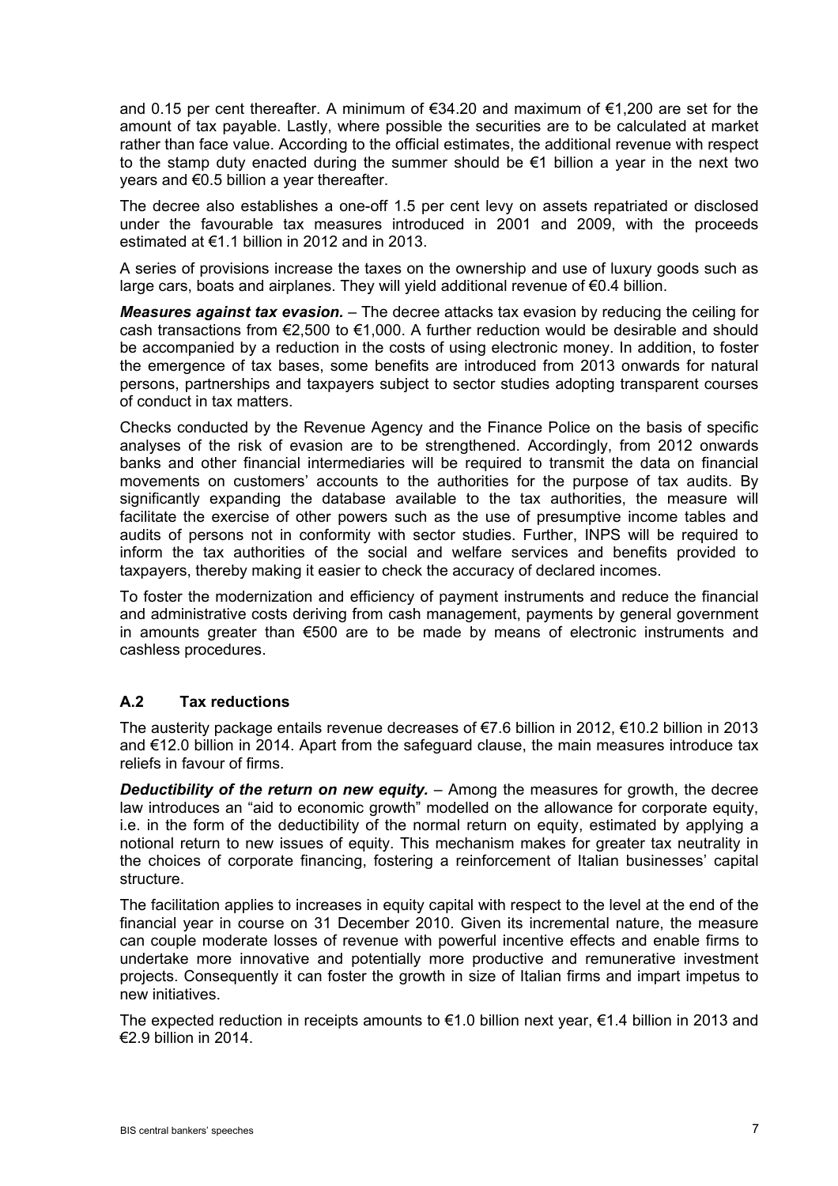and 0.15 per cent thereafter. A minimum of €34.20 and maximum of €1,200 are set for the amount of tax payable. Lastly, where possible the securities are to be calculated at market rather than face value. According to the official estimates, the additional revenue with respect to the stamp duty enacted during the summer should be €1 billion a year in the next two years and €0.5 billion a year thereafter.

The decree also establishes a one-off 1.5 per cent levy on assets repatriated or disclosed under the favourable tax measures introduced in 2001 and 2009, with the proceeds estimated at €1.1 billion in 2012 and in 2013.

A series of provisions increase the taxes on the ownership and use of luxury goods such as large cars, boats and airplanes. They will yield additional revenue of €0.4 billion.

***Measures against tax evasion.*** – The decree attacks tax evasion by reducing the ceiling for cash transactions from €2,500 to €1,000. A further reduction would be desirable and should be accompanied by a reduction in the costs of using electronic money. In addition, to foster the emergence of tax bases, some benefits are introduced from 2013 onwards for natural persons, partnerships and taxpayers subject to sector studies adopting transparent courses of conduct in tax matters.

Checks conducted by the Revenue Agency and the Finance Police on the basis of specific analyses of the risk of evasion are to be strengthened. Accordingly, from 2012 onwards banks and other financial intermediaries will be required to transmit the data on financial movements on customers' accounts to the authorities for the purpose of tax audits. By significantly expanding the database available to the tax authorities, the measure will facilitate the exercise of other powers such as the use of presumptive income tables and audits of persons not in conformity with sector studies. Further, INPS will be required to inform the tax authorities of the social and welfare services and benefits provided to taxpayers, thereby making it easier to check the accuracy of declared incomes.

To foster the modernization and efficiency of payment instruments and reduce the financial and administrative costs deriving from cash management, payments by general government in amounts greater than €500 are to be made by means of electronic instruments and cashless procedures.

### A.2 Tax reductions

The austerity package entails revenue decreases of €7.6 billion in 2012, €10.2 billion in 2013 and €12.0 billion in 2014. Apart from the safeguard clause, the main measures introduce tax reliefs in favour of firms.

***Deductibility of the return on new equity.*** – Among the measures for growth, the decree law introduces an "aid to economic growth" modelled on the allowance for corporate equity, i.e. in the form of the deductibility of the normal return on equity, estimated by applying a notional return to new issues of equity. This mechanism makes for greater tax neutrality in the choices of corporate financing, fostering a reinforcement of Italian businesses' capital structure.

The facilitation applies to increases in equity capital with respect to the level at the end of the financial year in course on 31 December 2010. Given its incremental nature, the measure can couple moderate losses of revenue with powerful incentive effects and enable firms to undertake more innovative and potentially more productive and remunerative investment projects. Consequently it can foster the growth in size of Italian firms and impart impetus to new initiatives.

The expected reduction in receipts amounts to €1.0 billion next year, €1.4 billion in 2013 and €2.9 billion in 2014.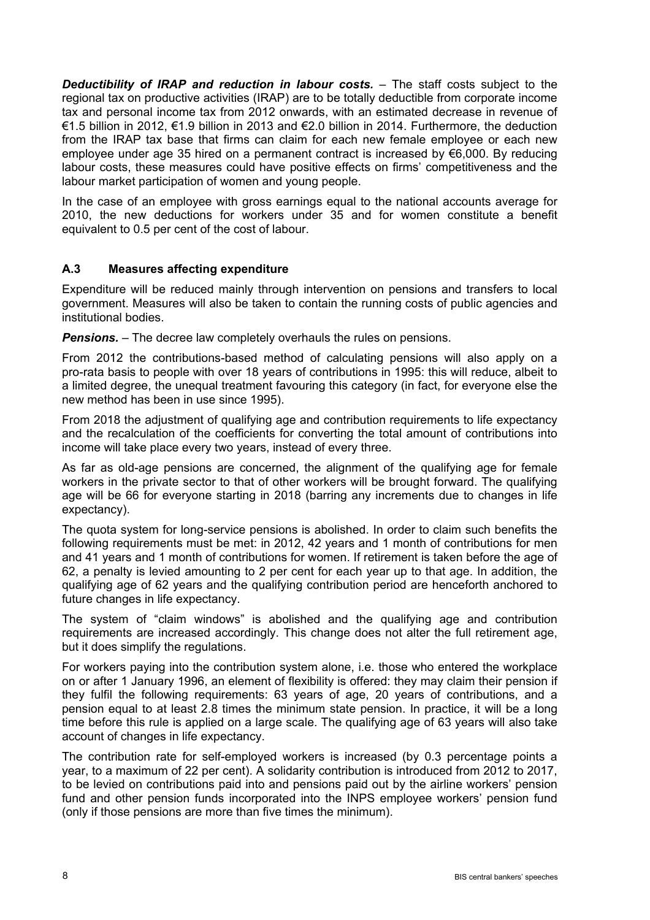***Deductibility of IRAP and reduction in labour costs.*** – The staff costs subject to the regional tax on productive activities (IRAP) are to be totally deductible from corporate income tax and personal income tax from 2012 onwards, with an estimated decrease in revenue of €1.5 billion in 2012, €1.9 billion in 2013 and €2.0 billion in 2014. Furthermore, the deduction from the IRAP tax base that firms can claim for each new female employee or each new employee under age 35 hired on a permanent contract is increased by €6,000. By reducing labour costs, these measures could have positive effects on firms' competitiveness and the labour market participation of women and young people.

In the case of an employee with gross earnings equal to the national accounts average for 2010, the new deductions for workers under 35 and for women constitute a benefit equivalent to 0.5 per cent of the cost of labour.

### A.3 Measures affecting expenditure

Expenditure will be reduced mainly through intervention on pensions and transfers to local government. Measures will also be taken to contain the running costs of public agencies and institutional bodies.

***Pensions.*** – The decree law completely overhauls the rules on pensions.

From 2012 the contributions-based method of calculating pensions will also apply on a pro-rata basis to people with over 18 years of contributions in 1995: this will reduce, albeit to a limited degree, the unequal treatment favouring this category (in fact, for everyone else the new method has been in use since 1995).

From 2018 the adjustment of qualifying age and contribution requirements to life expectancy and the recalculation of the coefficients for converting the total amount of contributions into income will take place every two years, instead of every three.

As far as old-age pensions are concerned, the alignment of the qualifying age for female workers in the private sector to that of other workers will be brought forward. The qualifying age will be 66 for everyone starting in 2018 (barring any increments due to changes in life expectancy).

The quota system for long-service pensions is abolished. In order to claim such benefits the following requirements must be met: in 2012, 42 years and 1 month of contributions for men and 41 years and 1 month of contributions for women. If retirement is taken before the age of 62, a penalty is levied amounting to 2 per cent for each year up to that age. In addition, the qualifying age of 62 years and the qualifying contribution period are henceforth anchored to future changes in life expectancy.

The system of "claim windows" is abolished and the qualifying age and contribution requirements are increased accordingly. This change does not alter the full retirement age, but it does simplify the regulations.

For workers paying into the contribution system alone, i.e. those who entered the workplace on or after 1 January 1996, an element of flexibility is offered: they may claim their pension if they fulfil the following requirements: 63 years of age, 20 years of contributions, and a pension equal to at least 2.8 times the minimum state pension. In practice, it will be a long time before this rule is applied on a large scale. The qualifying age of 63 years will also take account of changes in life expectancy.

The contribution rate for self-employed workers is increased (by 0.3 percentage points a year, to a maximum of 22 per cent). A solidarity contribution is introduced from 2012 to 2017, to be levied on contributions paid into and pensions paid out by the airline workers' pension fund and other pension funds incorporated into the INPS employee workers' pension fund (only if those pensions are more than five times the minimum).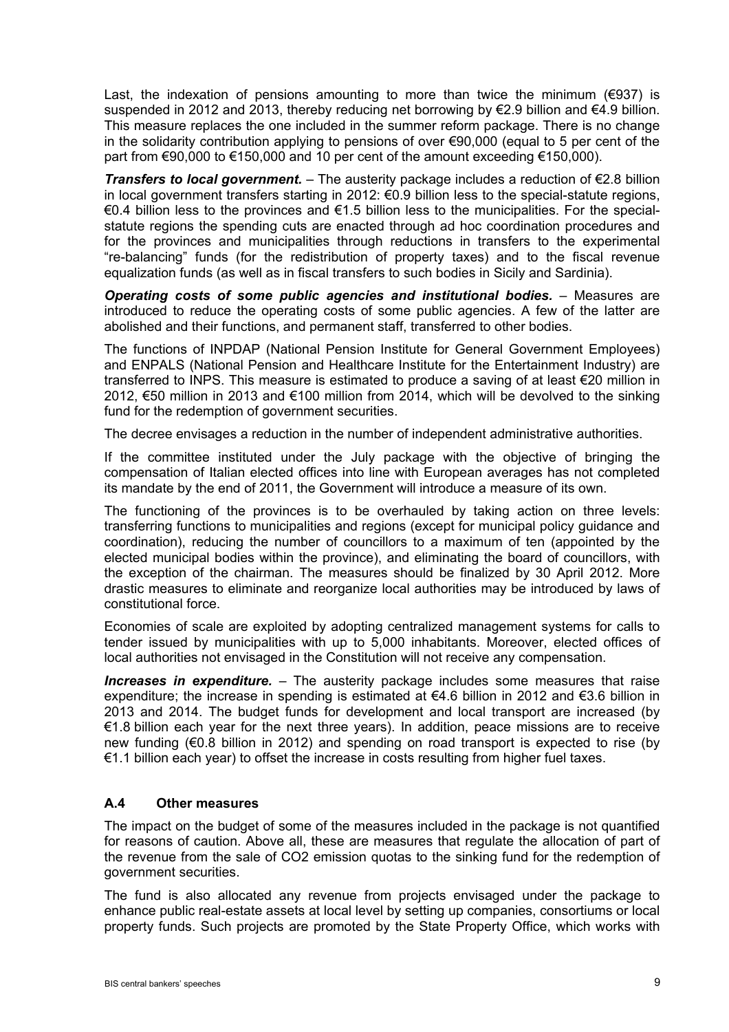Last, the indexation of pensions amounting to more than twice the minimum (€937) is suspended in 2012 and 2013, thereby reducing net borrowing by €2.9 billion and €4.9 billion. This measure replaces the one included in the summer reform package. There is no change in the solidarity contribution applying to pensions of over €90,000 (equal to 5 per cent of the part from €90,000 to €150,000 and 10 per cent of the amount exceeding €150,000).

***Transfers to local government.*** – The austerity package includes a reduction of €2.8 billion in local government transfers starting in 2012: €0.9 billion less to the special-statute regions, €0.4 billion less to the provinces and €1.5 billion less to the municipalities. For the special-statute regions the spending cuts are enacted through ad hoc coordination procedures and for the provinces and municipalities through reductions in transfers to the experimental "re-balancing" funds (for the redistribution of property taxes) and to the fiscal revenue equalization funds (as well as in fiscal transfers to such bodies in Sicily and Sardinia).

***Operating costs of some public agencies and institutional bodies.*** – Measures are introduced to reduce the operating costs of some public agencies. A few of the latter are abolished and their functions, and permanent staff, transferred to other bodies.

The functions of INPDAP (National Pension Institute for General Government Employees) and ENPALS (National Pension and Healthcare Institute for the Entertainment Industry) are transferred to INPS. This measure is estimated to produce a saving of at least €20 million in 2012, €50 million in 2013 and €100 million from 2014, which will be devolved to the sinking fund for the redemption of government securities.

The decree envisages a reduction in the number of independent administrative authorities.

If the committee instituted under the July package with the objective of bringing the compensation of Italian elected offices into line with European averages has not completed its mandate by the end of 2011, the Government will introduce a measure of its own.

The functioning of the provinces is to be overhauled by taking action on three levels: transferring functions to municipalities and regions (except for municipal policy guidance and coordination), reducing the number of councillors to a maximum of ten (appointed by the elected municipal bodies within the province), and eliminating the board of councillors, with the exception of the chairman. The measures should be finalized by 30 April 2012. More drastic measures to eliminate and reorganize local authorities may be introduced by laws of constitutional force.

Economies of scale are exploited by adopting centralized management systems for calls to tender issued by municipalities with up to 5,000 inhabitants. Moreover, elected offices of local authorities not envisaged in the Constitution will not receive any compensation.

***Increases in expenditure.*** – The austerity package includes some measures that raise expenditure; the increase in spending is estimated at €4.6 billion in 2012 and €3.6 billion in 2013 and 2014. The budget funds for development and local transport are increased (by €1.8 billion each year for the next three years). In addition, peace missions are to receive new funding (€0.8 billion in 2012) and spending on road transport is expected to rise (by €1.1 billion each year) to offset the increase in costs resulting from higher fuel taxes.

### A.4 Other measures

The impact on the budget of some of the measures included in the package is not quantified for reasons of caution. Above all, these are measures that regulate the allocation of part of the revenue from the sale of $CO_2$ emission quotas to the sinking fund for the redemption of government securities.

The fund is also allocated any revenue from projects envisaged under the package to enhance public real-estate assets at local level by setting up companies, consortiums or local property funds. Such projects are promoted by the State Property Office, which works with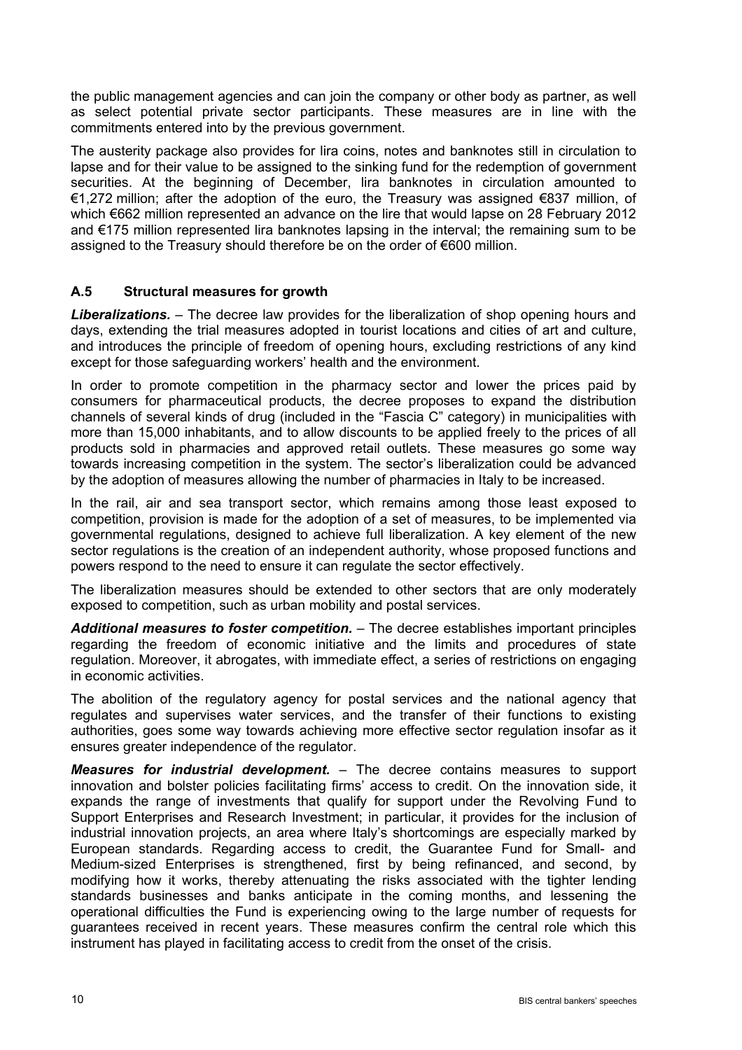the public management agencies and can join the company or other body as partner, as well as select potential private sector participants. These measures are in line with the commitments entered into by the previous government.

The austerity package also provides for lira coins, notes and banknotes still in circulation to lapse and for their value to be assigned to the sinking fund for the redemption of government securities. At the beginning of December, lira banknotes in circulation amounted to €1,272 million; after the adoption of the euro, the Treasury was assigned €837 million, of which €662 million represented an advance on the lire that would lapse on 28 February 2012 and €175 million represented lira banknotes lapsing in the interval; the remaining sum to be assigned to the Treasury should therefore be on the order of €600 million.

### A.5 Structural measures for growth

***Liberalizations.*** – The decree law provides for the liberalization of shop opening hours and days, extending the trial measures adopted in tourist locations and cities of art and culture, and introduces the principle of freedom of opening hours, excluding restrictions of any kind except for those safeguarding workers' health and the environment.

In order to promote competition in the pharmacy sector and lower the prices paid by consumers for pharmaceutical products, the decree proposes to expand the distribution channels of several kinds of drug (included in the "Fascia C" category) in municipalities with more than 15,000 inhabitants, and to allow discounts to be applied freely to the prices of all products sold in pharmacies and approved retail outlets. These measures go some way towards increasing competition in the system. The sector's liberalization could be advanced by the adoption of measures allowing the number of pharmacies in Italy to be increased.

In the rail, air and sea transport sector, which remains among those least exposed to competition, provision is made for the adoption of a set of measures, to be implemented via governmental regulations, designed to achieve full liberalization. A key element of the new sector regulations is the creation of an independent authority, whose proposed functions and powers respond to the need to ensure it can regulate the sector effectively.

The liberalization measures should be extended to other sectors that are only moderately exposed to competition, such as urban mobility and postal services.

***Additional measures to foster competition.*** – The decree establishes important principles regarding the freedom of economic initiative and the limits and procedures of state regulation. Moreover, it abrogates, with immediate effect, a series of restrictions on engaging in economic activities.

The abolition of the regulatory agency for postal services and the national agency that regulates and supervises water services, and the transfer of their functions to existing authorities, goes some way towards achieving more effective sector regulation insofar as it ensures greater independence of the regulator.

***Measures for industrial development.*** – The decree contains measures to support innovation and bolster policies facilitating firms' access to credit. On the innovation side, it expands the range of investments that qualify for support under the Revolving Fund to Support Enterprises and Research Investment; in particular, it provides for the inclusion of industrial innovation projects, an area where Italy's shortcomings are especially marked by European standards. Regarding access to credit, the Guarantee Fund for Small- and Medium-sized Enterprises is strengthened, first by being refinanced, and second, by modifying how it works, thereby attenuating the risks associated with the tighter lending standards businesses and banks anticipate in the coming months, and lessening the operational difficulties the Fund is experiencing owing to the large number of requests for guarantees received in recent years. These measures confirm the central role which this instrument has played in facilitating access to credit from the onset of the crisis.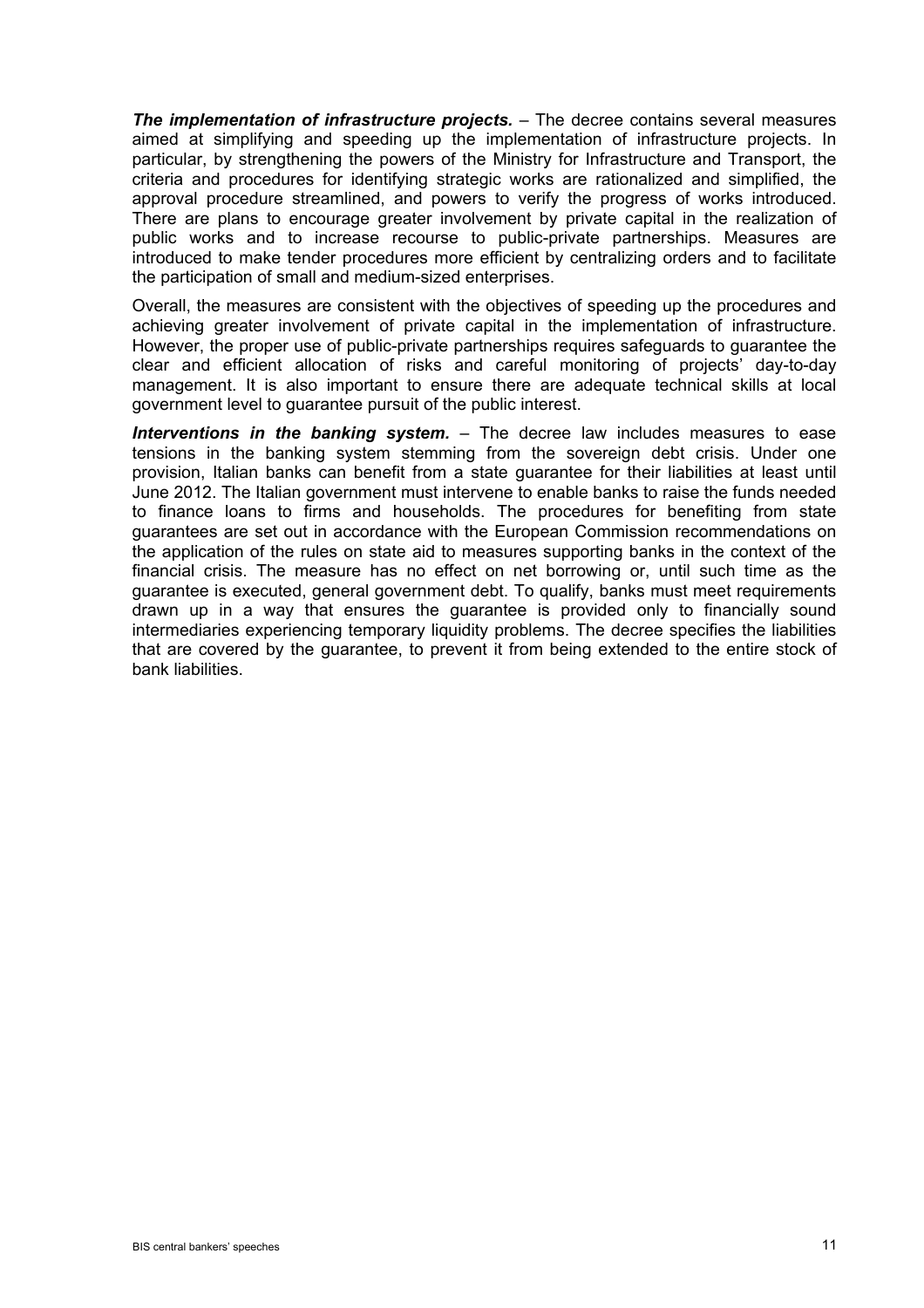***The implementation of infrastructure projects.*** – The decree contains several measures aimed at simplifying and speeding up the implementation of infrastructure projects. In particular, by strengthening the powers of the Ministry for Infrastructure and Transport, the criteria and procedures for identifying strategic works are rationalized and simplified, the approval procedure streamlined, and powers to verify the progress of works introduced. There are plans to encourage greater involvement by private capital in the realization of public works and to increase recourse to public-private partnerships. Measures are introduced to make tender procedures more efficient by centralizing orders and to facilitate the participation of small and medium-sized enterprises.

Overall, the measures are consistent with the objectives of speeding up the procedures and achieving greater involvement of private capital in the implementation of infrastructure. However, the proper use of public-private partnerships requires safeguards to guarantee the clear and efficient allocation of risks and careful monitoring of projects' day-to-day management. It is also important to ensure there are adequate technical skills at local government level to guarantee pursuit of the public interest.

***Interventions in the banking system.*** – The decree law includes measures to ease tensions in the banking system stemming from the sovereign debt crisis. Under one provision, Italian banks can benefit from a state guarantee for their liabilities at least until June 2012. The Italian government must intervene to enable banks to raise the funds needed to finance loans to firms and households. The procedures for benefiting from state guarantees are set out in accordance with the European Commission recommendations on the application of the rules on state aid to measures supporting banks in the context of the financial crisis. The measure has no effect on net borrowing or, until such time as the guarantee is executed, general government debt. To qualify, banks must meet requirements drawn up in a way that ensures the guarantee is provided only to financially sound intermediaries experiencing temporary liquidity problems. The decree specifies the liabilities that are covered by the guarantee, to prevent it from being extended to the entire stock of bank liabilities.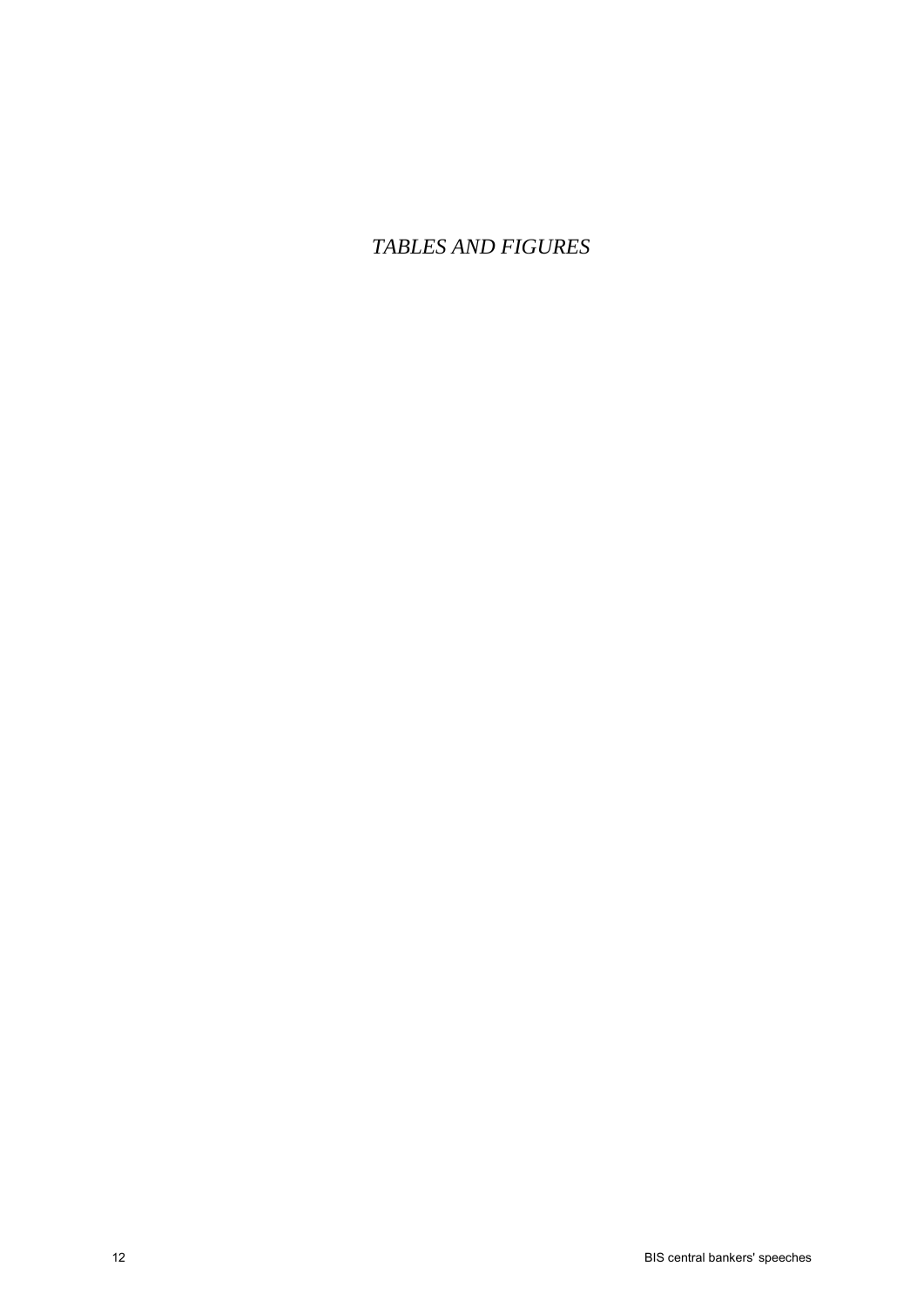*TABLES AND FIGURES*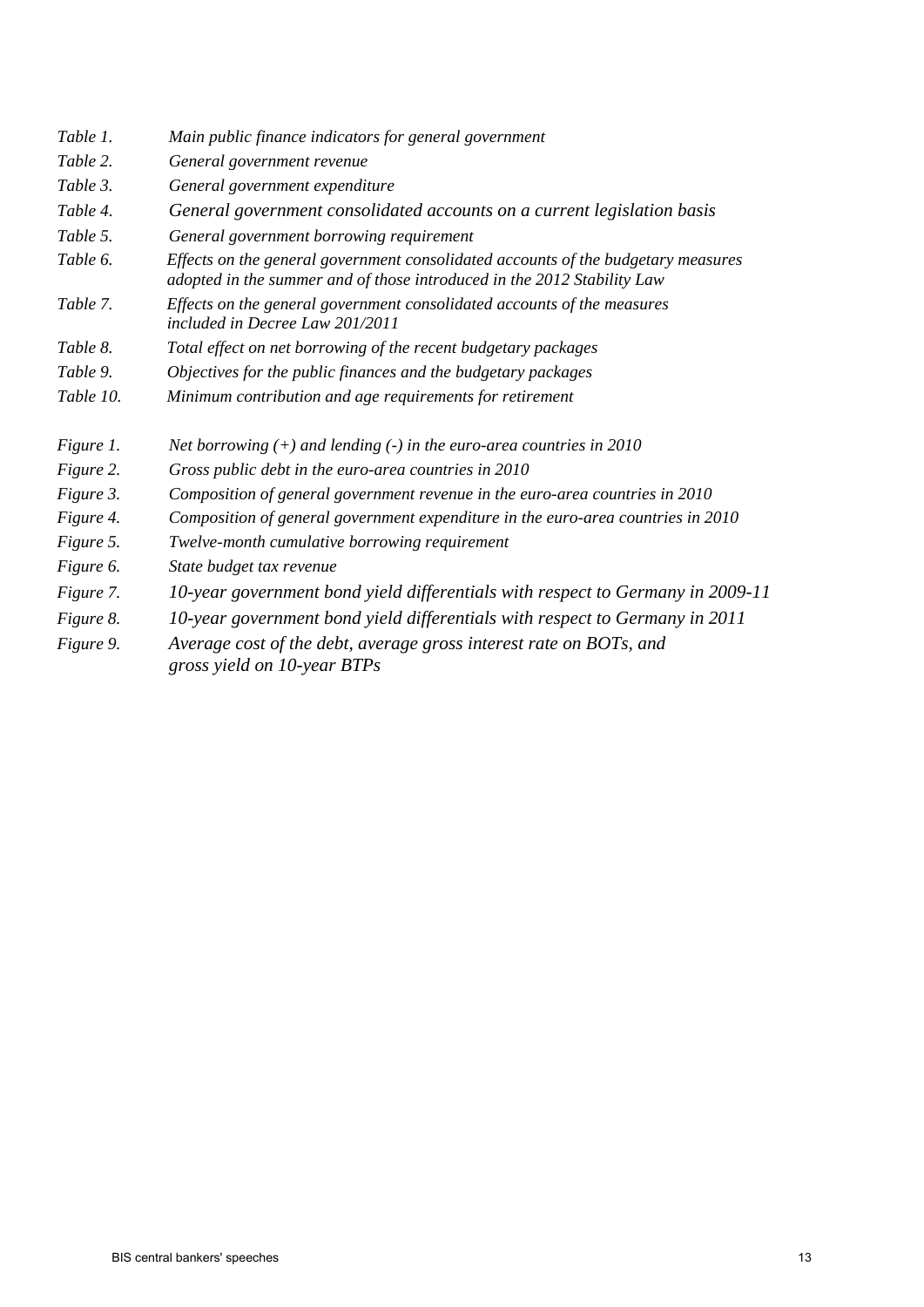*Table 1.* *Main public finance indicators for general government*

*Table 2.* *General government revenue*

*Table 3.* *General government expenditure*

*Table 4.* *General government consolidated accounts on a current legislation basis*

*Table 5.* *General government borrowing requirement*

*Table 6.* *Effects on the general government consolidated accounts of the budgetary measures adopted in the summer and of those introduced in the 2012 Stability Law*

*Table 7.* *Effects on the general government consolidated accounts of the measures included in Decree Law 201/2011*

*Table 8.* *Total effect on net borrowing of the recent budgetary packages*

*Table 9.* *Objectives for the public finances and the budgetary packages*

*Table 10.* *Minimum contribution and age requirements for retirement*

*Figure 1.* *Net borrowing (+) and lending (-) in the euro-area countries in 2010*

*Figure 2.* *Gross public debt in the euro-area countries in 2010*

*Figure 3.* *Composition of general government revenue in the euro-area countries in 2010*

*Figure 4.* *Composition of general government expenditure in the euro-area countries in 2010*

*Figure 5.* *Twelve-month cumulative borrowing requirement*

*Figure 6.* *State budget tax revenue*

*Figure 7.* *10-year government bond yield differentials with respect to Germany in 2009-11*

*Figure 8.* *10-year government bond yield differentials with respect to Germany in 2011*

*Figure 9.* *Average cost of the debt, average gross interest rate on BOTs, and gross yield on 10-year BTPs*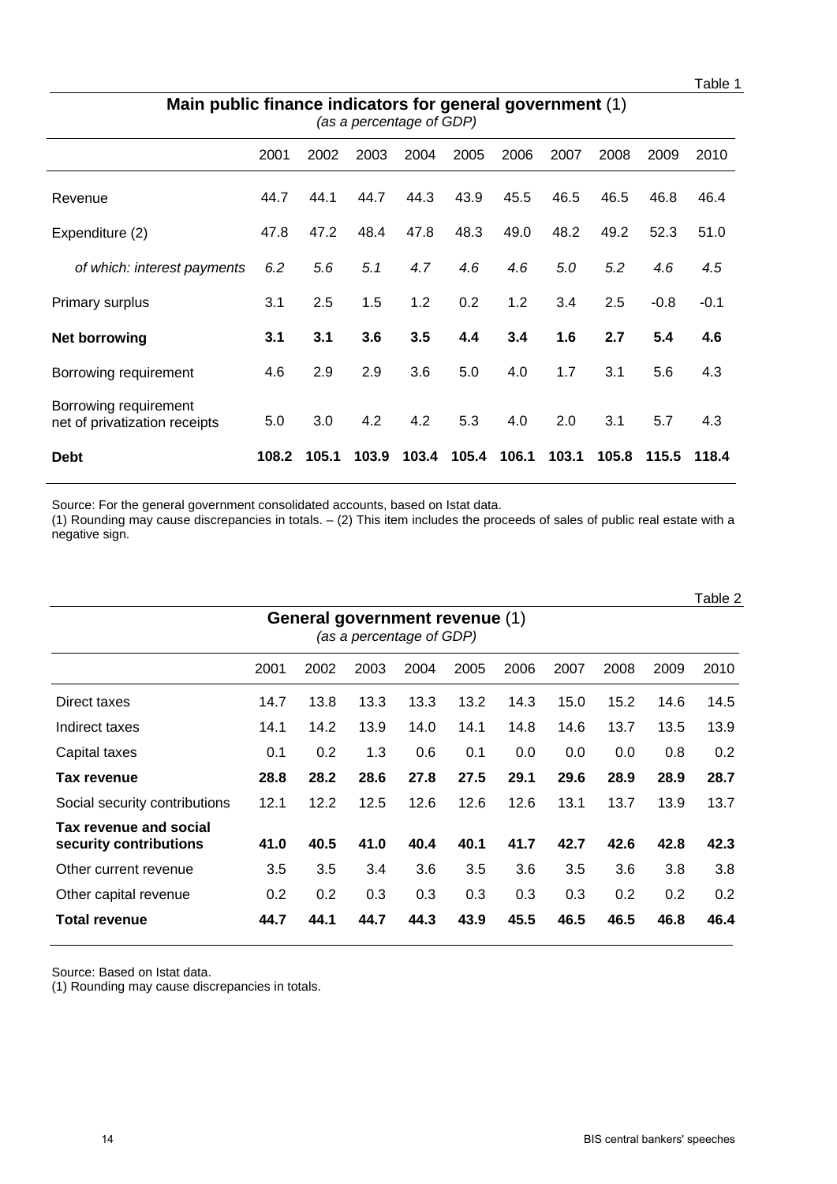Table 1

**Main public finance indicators for general government** (1)
*(as a percentage of GDP)*

| | 2001 | 2002 | 2003 | 2004 | 2005 | 2006 | 2007 | 2008 | 2009 | 2010 |
|---|---|---|---|---|---|---|---|---|---|---|
| Revenue | 44.7 | 44.1 | 44.7 | 44.3 | 43.9 | 45.5 | 46.5 | 46.5 | 46.8 | 46.4 |
| Expenditure (2) | 47.8 | 47.2 | 48.4 | 47.8 | 48.3 | 49.0 | 48.2 | 49.2 | 52.3 | 51.0 |
| *of which: interest payments* | *6.2* | *5.6* | *5.1* | *4.7* | *4.6* | *4.6* | *5.0* | *5.2* | *4.6* | *4.5* |
| Primary surplus | 3.1 | 2.5 | 1.5 | 1.2 | 0.2 | 1.2 | 3.4 | 2.5 | -0.8 | -0.1 |
| **Net borrowing** | **3.1** | **3.1** | **3.6** | **3.5** | **4.4** | **3.4** | **1.6** | **2.7** | **5.4** | **4.6** |
| Borrowing requirement | 4.6 | 2.9 | 2.9 | 3.6 | 5.0 | 4.0 | 1.7 | 3.1 | 5.6 | 4.3 |
| Borrowing requirement net of privatization receipts | 5.0 | 3.0 | 4.2 | 4.2 | 5.3 | 4.0 | 2.0 | 3.1 | 5.7 | 4.3 |
| **Debt** | **108.2** | **105.1** | **103.9** | **103.4** | **105.4** | **106.1** | **103.1** | **105.8** | **115.5** | **118.4** |

Source: For the general government consolidated accounts, based on Istat data.
(1) Rounding may cause discrepancies in totals. – (2) This item includes the proceeds of sales of public real estate with a negative sign.

Table 2

**General government revenue** (1)
*(as a percentage of GDP)*

| | 2001 | 2002 | 2003 | 2004 | 2005 | 2006 | 2007 | 2008 | 2009 | 2010 |
|---|---|---|---|---|---|---|---|---|---|---|
| Direct taxes | 14.7 | 13.8 | 13.3 | 13.3 | 13.2 | 14.3 | 15.0 | 15.2 | 14.6 | 14.5 |
| Indirect taxes | 14.1 | 14.2 | 13.9 | 14.0 | 14.1 | 14.8 | 14.6 | 13.7 | 13.5 | 13.9 |
| Capital taxes | 0.1 | 0.2 | 1.3 | 0.6 | 0.1 | 0.0 | 0.0 | 0.0 | 0.8 | 0.2 |
| **Tax revenue** | **28.8** | **28.2** | **28.6** | **27.8** | **27.5** | **29.1** | **29.6** | **28.9** | **28.9** | **28.7** |
| Social security contributions | 12.1 | 12.2 | 12.5 | 12.6 | 12.6 | 12.6 | 13.1 | 13.7 | 13.9 | 13.7 |
| **Tax revenue and social security contributions** | **41.0** | **40.5** | **41.0** | **40.4** | **40.1** | **41.7** | **42.7** | **42.6** | **42.8** | **42.3** |
| Other current revenue | 3.5 | 3.5 | 3.4 | 3.6 | 3.5 | 3.6 | 3.5 | 3.6 | 3.8 | 3.8 |
| Other capital revenue | 0.2 | 0.2 | 0.3 | 0.3 | 0.3 | 0.3 | 0.3 | 0.2 | 0.2 | 0.2 |
| **Total revenue** | **44.7** | **44.1** | **44.7** | **44.3** | **43.9** | **45.5** | **46.5** | **46.5** | **46.8** | **46.4** |

Source: Based on Istat data.
(1) Rounding may cause discrepancies in totals.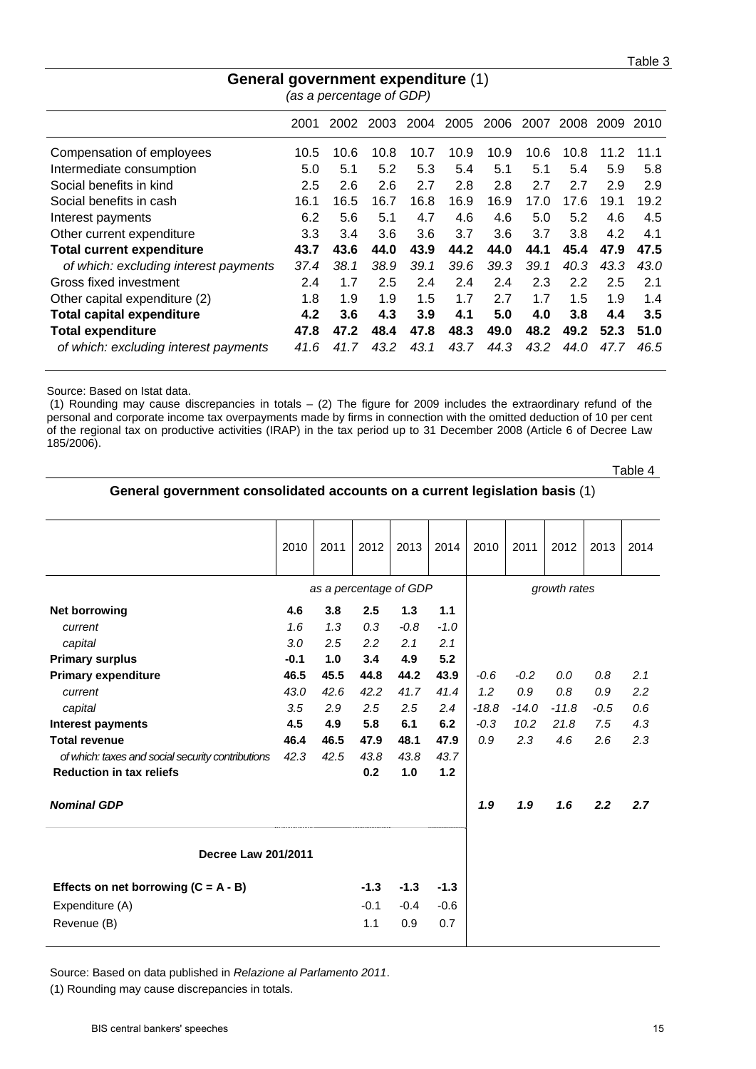Table 3

## General government expenditure (1)

*(as a percentage of GDP)*

| | 2001 | 2002 | 2003 | 2004 | 2005 | 2006 | 2007 | 2008 | 2009 | 2010 |
|---|---|---|---|---|---|---|---|---|---|---|
| Compensation of employees | 10.5 | 10.6 | 10.8 | 10.7 | 10.9 | 10.9 | 10.6 | 10.8 | 11.2 | 11.1 |
| Intermediate consumption | 5.0 | 5.1 | 5.2 | 5.3 | 5.4 | 5.1 | 5.1 | 5.4 | 5.9 | 5.8 |
| Social benefits in kind | 2.5 | 2.6 | 2.6 | 2.7 | 2.8 | 2.8 | 2.7 | 2.7 | 2.9 | 2.9 |
| Social benefits in cash | 16.1 | 16.5 | 16.7 | 16.8 | 16.9 | 16.9 | 17.0 | 17.6 | 19.1 | 19.2 |
| Interest payments | 6.2 | 5.6 | 5.1 | 4.7 | 4.6 | 4.6 | 5.0 | 5.2 | 4.6 | 4.5 |
| Other current expenditure | 3.3 | 3.4 | 3.6 | 3.6 | 3.7 | 3.6 | 3.7 | 3.8 | 4.2 | 4.1 |
| **Total current expenditure** | **43.7** | **43.6** | **44.0** | **43.9** | **44.2** | **44.0** | **44.1** | **45.4** | **47.9** | **47.5** |
| *of which: excluding interest payments* | *37.4* | *38.1* | *38.9* | *39.1* | *39.6* | *39.3* | *39.1* | *40.3* | *43.3* | *43.0* |
| Gross fixed investment | 2.4 | 1.7 | 2.5 | 2.4 | 2.4 | 2.4 | 2.3 | 2.2 | 2.5 | 2.1 |
| Other capital expenditure (2) | 1.8 | 1.9 | 1.9 | 1.5 | 1.7 | 2.7 | 1.7 | 1.5 | 1.9 | 1.4 |
| **Total capital expenditure** | **4.2** | **3.6** | **4.3** | **3.9** | **4.1** | **5.0** | **4.0** | **3.8** | **4.4** | **3.5** |
| **Total expenditure** | **47.8** | **47.2** | **48.4** | **47.8** | **48.3** | **49.0** | **48.2** | **49.2** | **52.3** | **51.0** |
| *of which: excluding interest payments* | *41.6* | *41.7* | *43.2* | *43.1* | *43.7* | *44.3* | *43.2* | *44.0* | *47.7* | *46.5* |

Source: Based on Istat data.
(1) Rounding may cause discrepancies in totals – (2) The figure for 2009 includes the extraordinary refund of the personal and corporate income tax overpayments made by firms in connection with the omitted deduction of 10 per cent of the regional tax on productive activities (IRAP) in the tax period up to 31 December 2008 (Article 6 of Decree Law 185/2006).

Table 4

## General government consolidated accounts on a current legislation basis (1)

| | 2010 | 2011 | 2012 | 2013 | 2014 | 2010 | 2011 | 2012 | 2013 | 2014 |
|---|---|---|---|---|---|---|---|---|---|---|
| | *as a percentage of GDP* | | | | | *growth rates* | | | | |
| **Net borrowing** | **4.6** | **3.8** | **2.5** | **1.3** | **1.1** | | | | | |
| *current* | *1.6* | *1.3* | *0.3* | *-0.8* | *-1.0* | | | | | |
| *capital* | *3.0* | *2.5* | *2.2* | *2.1* | *2.1* | | | | | |
| **Primary surplus** | **-0.1** | **1.0** | **3.4** | **4.9** | **5.2** | | | | | |
| **Primary expenditure** | **46.5** | **45.5** | **44.8** | **44.2** | **43.9** | *-0.6* | *-0.2* | *0.0* | *0.8* | *2.1* |
| *current* | *43.0* | *42.6* | *42.2* | *41.7* | *41.4* | *1.2* | *0.9* | *0.8* | *0.9* | *2.2* |
| *capital* | *3.5* | *2.9* | *2.5* | *2.5* | *2.4* | *-18.8* | *-14.0* | *-11.8* | *-0.5* | *0.6* |
| **Interest payments** | **4.5** | **4.9** | **5.8** | **6.1** | **6.2** | *-0.3* | *10.2* | *21.8* | *7.5* | *4.3* |
| **Total revenue** | **46.4** | **46.5** | **47.9** | **48.1** | **47.9** | *0.9* | *2.3* | *4.6* | *2.6* | *2.3* |
| *of which: taxes and social security contributions* | *42.3* | *42.5* | *43.8* | *43.8* | *43.7* | | | | | |
| **Reduction in tax reliefs** | | | **0.2** | **1.0** | **1.2** | | | | | |
| ***Nominal GDP*** | | | | | | ***1.9*** | ***1.9*** | ***1.6*** | ***2.2*** | ***2.7*** |
| **Decree Law 201/2011** | | | | | | | | | | |
| **Effects on net borrowing (C = A - B)** | | | **-1.3** | **-1.3** | **-1.3** | | | | | |
| Expenditure (A) | | | -0.1 | -0.4 | -0.6 | | | | | |
| Revenue (B) | | | 1.1 | 0.9 | 0.7 | | | | | |

Source: Based on data published in *Relazione al Parlamento 2011*.
(1) Rounding may cause discrepancies in totals.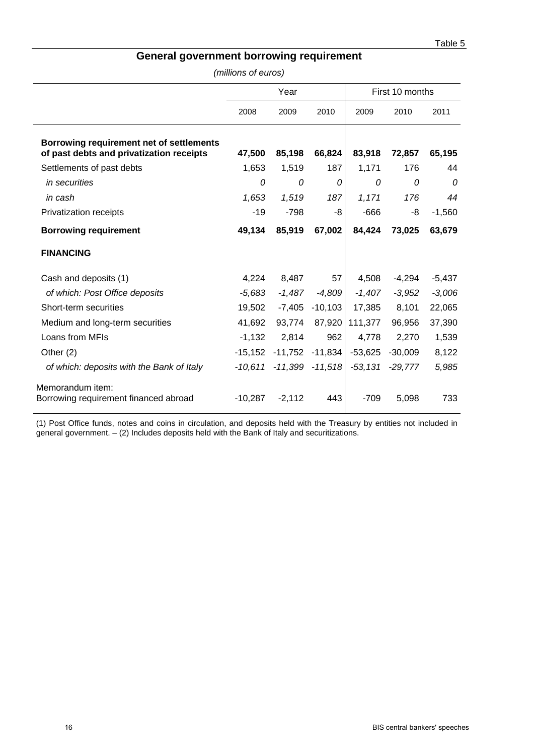Table 5

## General government borrowing requirement

*(millions of euros)*

| | Year | | | First 10 months | | |
|---|---|---|---|---|---|---|
| | 2008 | 2009 | 2010 | 2009 | 2010 | 2011 |
| **Borrowing requirement net of settlements of past debts and privatization receipts** | **47,500** | **85,198** | **66,824** | **83,918** | **72,857** | **65,195** |
| Settlements of past debts | 1,653 | 1,519 | 187 | 1,171 | 176 | 44 |
| *in securities* | *0* | *0* | *0* | *0* | *0* | *0* |
| *in cash* | *1,653* | *1,519* | *187* | *1,171* | *176* | *44* |
| Privatization receipts | -19 | -798 | -8 | -666 | -8 | -1,560 |
| **Borrowing requirement** | **49,134** | **85,919** | **67,002** | **84,424** | **73,025** | **63,679** |
| **FINANCING** | | | | | | |
| Cash and deposits (1) | 4,224 | 8,487 | 57 | 4,508 | -4,294 | -5,437 |
| *of which: Post Office deposits* | *-5,683* | *-1,487* | *-4,809* | *-1,407* | *-3,952* | *-3,006* |
| Short-term securities | 19,502 | -7,405 | -10,103 | 17,385 | 8,101 | 22,065 |
| Medium and long-term securities | 41,692 | 93,774 | 87,920 | 111,377 | 96,956 | 37,390 |
| Loans from MFIs | -1,132 | 2,814 | 962 | 4,778 | 2,270 | 1,539 |
| Other (2) | -15,152 | -11,752 | -11,834 | -53,625 | -30,009 | 8,122 |
| *of which: deposits with the Bank of Italy* | *-10,611* | *-11,399* | *-11,518* | *-53,131* | *-29,777* | *5,985* |
| Memorandum item: Borrowing requirement financed abroad | -10,287 | -2,112 | 443 | -709 | 5,098 | 733 |

(1) Post Office funds, notes and coins in circulation, and deposits held with the Treasury by entities not included in general government. – (2) Includes deposits held with the Bank of Italy and securitizations.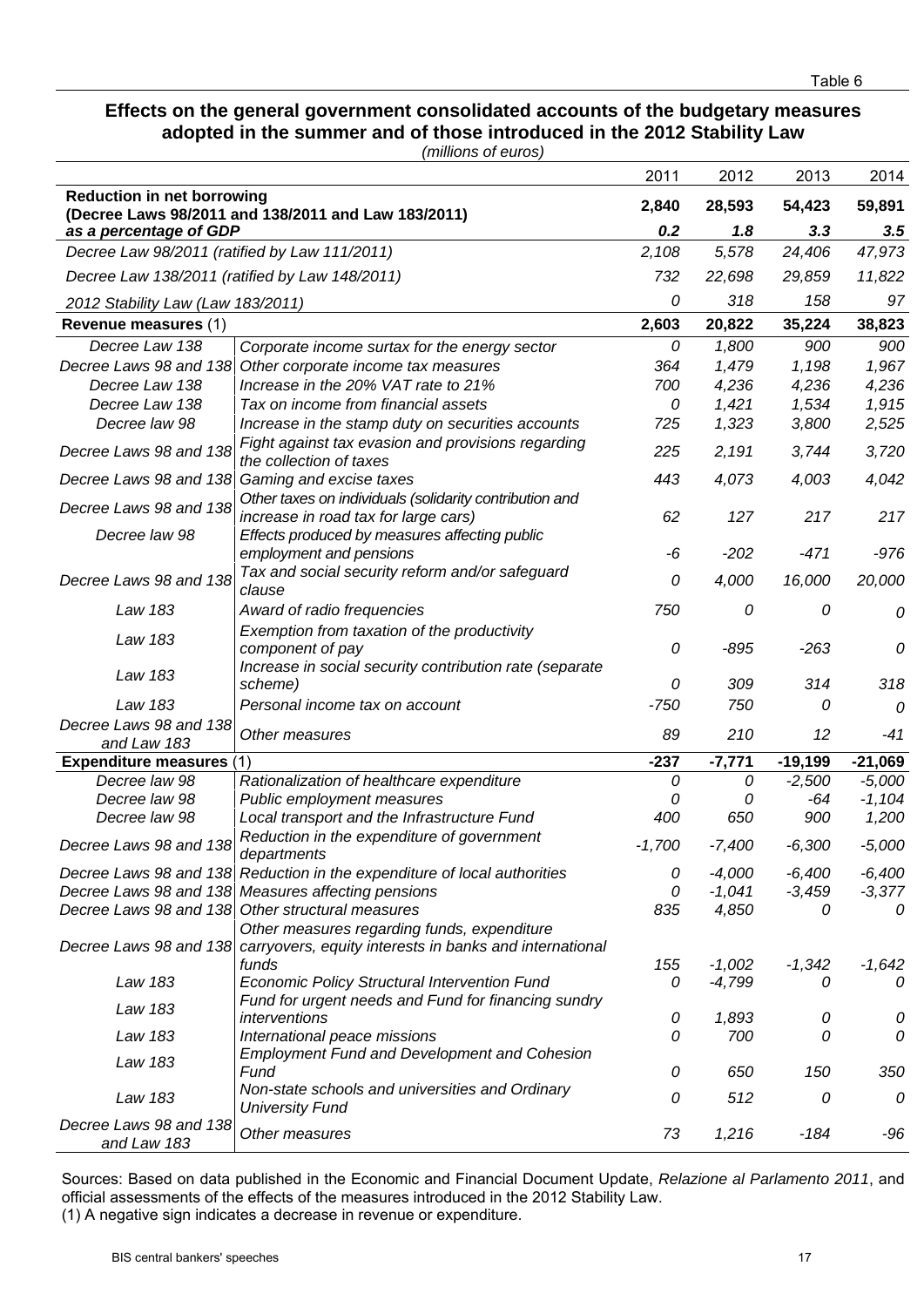Table 6

## Effects on the general government consolidated accounts of the budgetary measures adopted in the summer and of those introduced in the 2012 Stability Law

*(millions of euros)*

| | | 2011 | 2012 | 2013 | 2014 |
|---|---|---|---|---|---|
| **Reduction in net borrowing (Decree Laws 98/2011 and 138/2011 and Law 183/2011)** | | **2,840** | **28,593** | **54,423** | **59,891** |
| ***as a percentage of GDP*** | | ***0.2*** | ***1.8*** | ***3.3*** | ***3.5*** |
| *Decree Law 98/2011 (ratified by Law 111/2011)* | | *2,108* | *5,578* | *24,406* | *47,973* |
| *Decree Law 138/2011 (ratified by Law 148/2011)* | | *732* | *22,698* | *29,859* | *11,822* |
| *2012 Stability Law (Law 183/2011)* | | *0* | *318* | *158* | *97* |
| **Revenue measures** (1) | | **2,603** | **20,822** | **35,224** | **38,823** |
| *Decree Law 138* | *Corporate income surtax for the energy sector* | *0* | *1,800* | *900* | *900* |
| *Decree Laws 98 and 138* | *Other corporate income tax measures* | *364* | *1,479* | *1,198* | *1,967* |
| *Decree Law 138* | *Increase in the 20% VAT rate to 21%* | *700* | *4,236* | *4,236* | *4,236* |
| *Decree Law 138* | *Tax on income from financial assets* | *0* | *1,421* | *1,534* | *1,915* |
| *Decree law 98* | *Increase in the stamp duty on securities accounts* | *725* | *1,323* | *3,800* | *2,525* |
| *Decree Laws 98 and 138* | *Fight against tax evasion and provisions regarding the collection of taxes* | *225* | *2,191* | *3,744* | *3,720* |
| *Decree Laws 98 and 138* | *Gaming and excise taxes* | *443* | *4,073* | *4,003* | *4,042* |
| *Decree Laws 98 and 138* | *Other taxes on individuals (solidarity contribution and increase in road tax for large cars)* | *62* | *127* | *217* | *217* |
| *Decree law 98* | *Effects produced by measures affecting public employment and pensions* | *-6* | *-202* | *-471* | *-976* |
| *Decree Laws 98 and 138* | *Tax and social security reform and/or safeguard clause* | *0* | *4,000* | *16,000* | *20,000* |
| *Law 183* | *Award of radio frequencies* | *750* | *0* | *0* | *0* |
| *Law 183* | *Exemption from taxation of the productivity component of pay* | *0* | *-895* | *-263* | *0* |
| *Law 183* | *Increase in social security contribution rate (separate scheme)* | *0* | *309* | *314* | *318* |
| *Law 183* | *Personal income tax on account* | *-750* | *750* | *0* | *0* |
| *Decree Laws 98 and 138 and Law 183* | *Other measures* | *89* | *210* | *12* | *-41* |
| **Expenditure measures** (1) | | **-237** | **-7,771** | **-19,199** | **-21,069** |
| *Decree law 98* | *Rationalization of healthcare expenditure* | *0* | *0* | *-2,500* | *-5,000* |
| *Decree law 98* | *Public employment measures* | *0* | *0* | *-64* | *-1,104* |
| *Decree law 98* | *Local transport and the Infrastructure Fund* | *400* | *650* | *900* | *1,200* |
| *Decree Laws 98 and 138* | *Reduction in the expenditure of government departments* | *-1,700* | *-7,400* | *-6,300* | *-5,000* |
| *Decree Laws 98 and 138* | *Reduction in the expenditure of local authorities* | *0* | *-4,000* | *-6,400* | *-6,400* |
| *Decree Laws 98 and 138* | *Measures affecting pensions* | *0* | *-1,041* | *-3,459* | *-3,377* |
| *Decree Laws 98 and 138* | *Other structural measures* | *835* | *4,850* | *0* | *0* |
| *Decree Laws 98 and 138* | *Other measures regarding funds, expenditure carryovers, equity interests in banks and international funds* | *155* | *-1,002* | *-1,342* | *-1,642* |
| *Law 183* | *Economic Policy Structural Intervention Fund* | *0* | *-4,799* | *0* | *0* |
| *Law 183* | *Fund for urgent needs and Fund for financing sundry interventions* | *0* | *1,893* | *0* | *0* |
| *Law 183* | *International peace missions* | *0* | *700* | *0* | *0* |
| *Law 183* | *Employment Fund and Development and Cohesion Fund* | *0* | *650* | *150* | *350* |
| *Law 183* | *Non-state schools and universities and Ordinary University Fund* | *0* | *512* | *0* | *0* |
| *Decree Laws 98 and 138 and Law 183* | *Other measures* | *73* | *1,216* | *-184* | *-96* |

Sources: Based on data published in the Economic and Financial Document Update, *Relazione al Parlamento 2011*, and official assessments of the effects of the measures introduced in the 2012 Stability Law.
(1) A negative sign indicates a decrease in revenue or expenditure.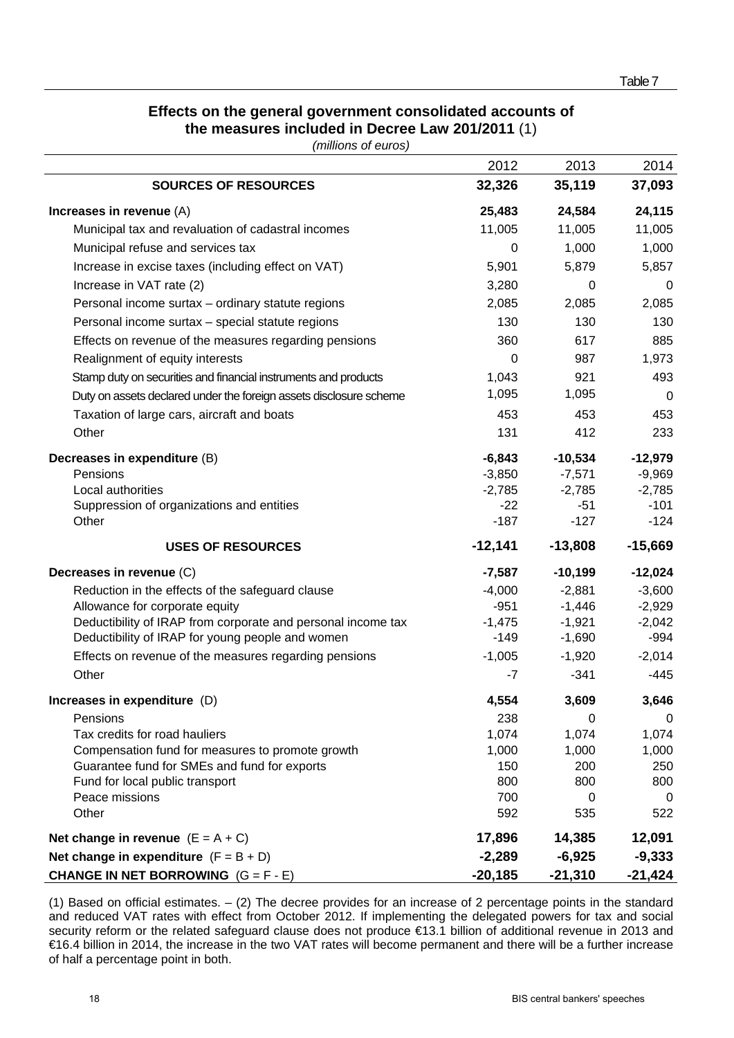Table 7

**Effects on the general government consolidated accounts of the measures included in Decree Law 201/2011** (1)

*(millions of euros)*

| | 2012 | 2013 | 2014 |
|---|---|---|---|
| **SOURCES OF RESOURCES** | **32,326** | **35,119** | **37,093** |
| **Increases in revenue** (A) | **25,483** | **24,584** | **24,115** |
| Municipal tax and revaluation of cadastral incomes | 11,005 | 11,005 | 11,005 |
| Municipal refuse and services tax | 0 | 1,000 | 1,000 |
| Increase in excise taxes (including effect on VAT) | 5,901 | 5,879 | 5,857 |
| Increase in VAT rate (2) | 3,280 | 0 | 0 |
| Personal income surtax – ordinary statute regions | 2,085 | 2,085 | 2,085 |
| Personal income surtax – special statute regions | 130 | 130 | 130 |
| Effects on revenue of the measures regarding pensions | 360 | 617 | 885 |
| Realignment of equity interests | 0 | 987 | 1,973 |
| Stamp duty on securities and financial instruments and products | 1,043 | 921 | 493 |
| Duty on assets declared under the foreign assets disclosure scheme | 1,095 | 1,095 | 0 |
| Taxation of large cars, aircraft and boats | 453 | 453 | 453 |
| Other | 131 | 412 | 233 |
| **Decreases in expenditure** (B) | **-6,843** | **-10,534** | **-12,979** |
| Pensions | -3,850 | -7,571 | -9,969 |
| Local authorities | -2,785 | -2,785 | -2,785 |
| Suppression of organizations and entities | -22 | -51 | -101 |
| Other | -187 | -127 | -124 |
| **USES OF RESOURCES** | **-12,141** | **-13,808** | **-15,669** |
| **Decreases in revenue** (C) | **-7,587** | **-10,199** | **-12,024** |
| Reduction in the effects of the safeguard clause | -4,000 | -2,881 | -3,600 |
| Allowance for corporate equity | -951 | -1,446 | -2,929 |
| Deductibility of IRAP from corporate and personal income tax | -1,475 | -1,921 | -2,042 |
| Deductibility of IRAP for young people and women | -149 | -1,690 | -994 |
| Effects on revenue of the measures regarding pensions | -1,005 | -1,920 | -2,014 |
| Other | -7 | -341 | -445 |
| **Increases in expenditure** (D) | **4,554** | **3,609** | **3,646** |
| Pensions | 238 | 0 | 0 |
| Tax credits for road hauliers | 1,074 | 1,074 | 1,074 |
| Compensation fund for measures to promote growth | 1,000 | 1,000 | 1,000 |
| Guarantee fund for SMEs and fund for exports | 150 | 200 | 250 |
| Fund for local public transport | 800 | 800 | 800 |
| Peace missions | 700 | 0 | 0 |
| Other | 592 | 535 | 522 |
| **Net change in revenue** (E = A + C) | **17,896** | **14,385** | **12,091** |
| **Net change in expenditure** (F = B + D) | **-2,289** | **-6,925** | **-9,333** |
| **CHANGE IN NET BORROWING** (G = F - E) | **-20,185** | **-21,310** | **-21,424** |

(1) Based on official estimates. – (2) The decree provides for an increase of 2 percentage points in the standard and reduced VAT rates with effect from October 2012. If implementing the delegated powers for tax and social security reform or the related safeguard clause does not produce €13.1 billion of additional revenue in 2013 and €16.4 billion in 2014, the increase in the two VAT rates will become permanent and there will be a further increase of half a percentage point in both.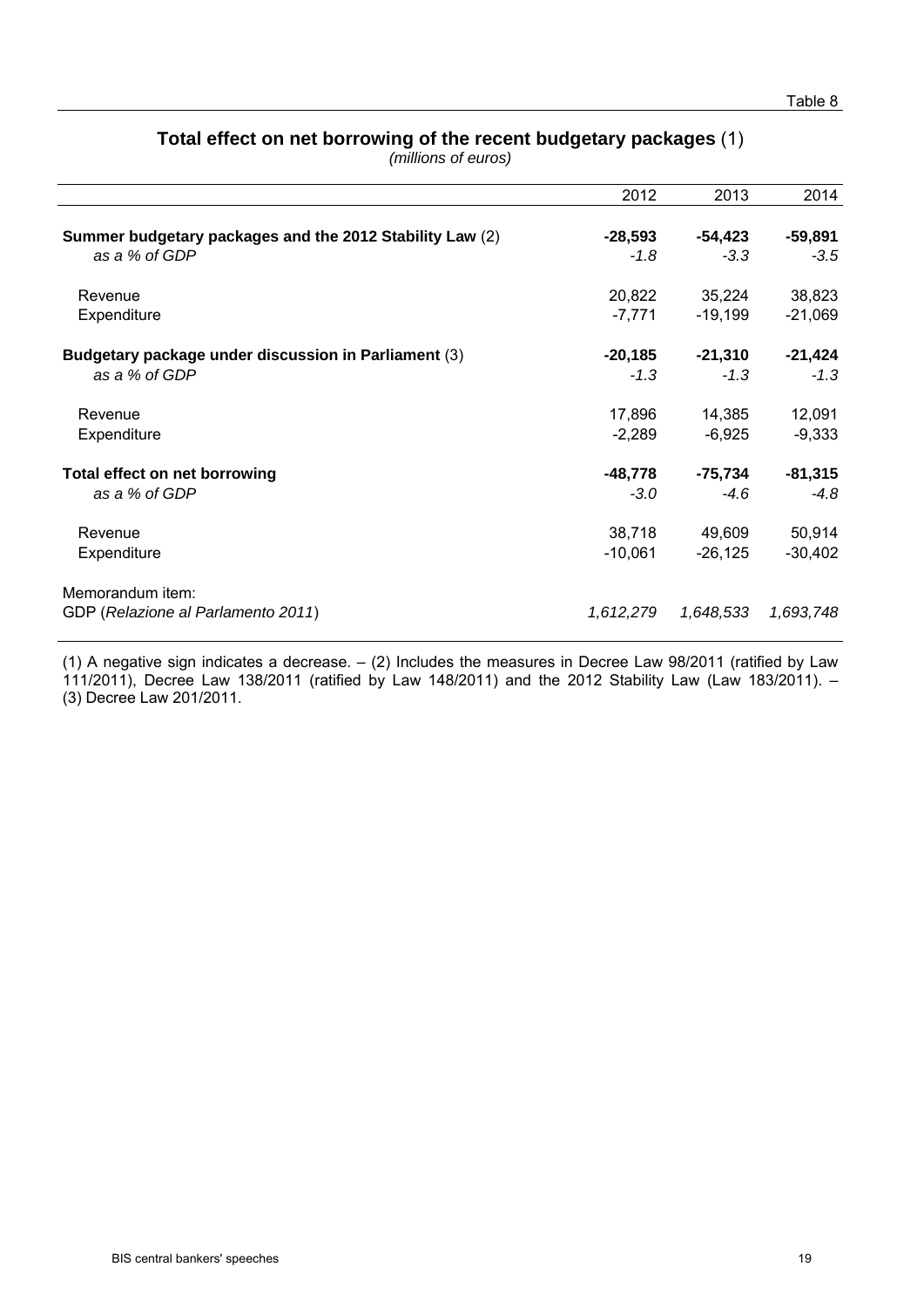Table 8

## Total effect on net borrowing of the recent budgetary packages (1)

*(millions of euros)*

| | 2012 | 2013 | 2014 |
|---|---|---|---|
| **Summer budgetary packages and the 2012 Stability Law** (2) | **-28,593** | **-54,423** | **-59,891** |
| *as a % of GDP* | *-1.8* | *-3.3* | *-3.5* |
| Revenue | 20,822 | 35,224 | 38,823 |
| Expenditure | -7,771 | -19,199 | -21,069 |
| **Budgetary package under discussion in Parliament** (3) | **-20,185** | **-21,310** | **-21,424** |
| *as a % of GDP* | *-1.3* | *-1.3* | *-1.3* |
| Revenue | 17,896 | 14,385 | 12,091 |
| Expenditure | -2,289 | -6,925 | -9,333 |
| **Total effect on net borrowing** | **-48,778** | **-75,734** | **-81,315** |
| *as a % of GDP* | *-3.0* | *-4.6* | *-4.8* |
| Revenue | 38,718 | 49,609 | 50,914 |
| Expenditure | -10,061 | -26,125 | -30,402 |
| Memorandum item: | | | |
| GDP (*Relazione al Parlamento 2011*) | *1,612,279* | *1,648,533* | *1,693,748* |

(1) A negative sign indicates a decrease. – (2) Includes the measures in Decree Law 98/2011 (ratified by Law 111/2011), Decree Law 138/2011 (ratified by Law 148/2011) and the 2012 Stability Law (Law 183/2011). – (3) Decree Law 201/2011.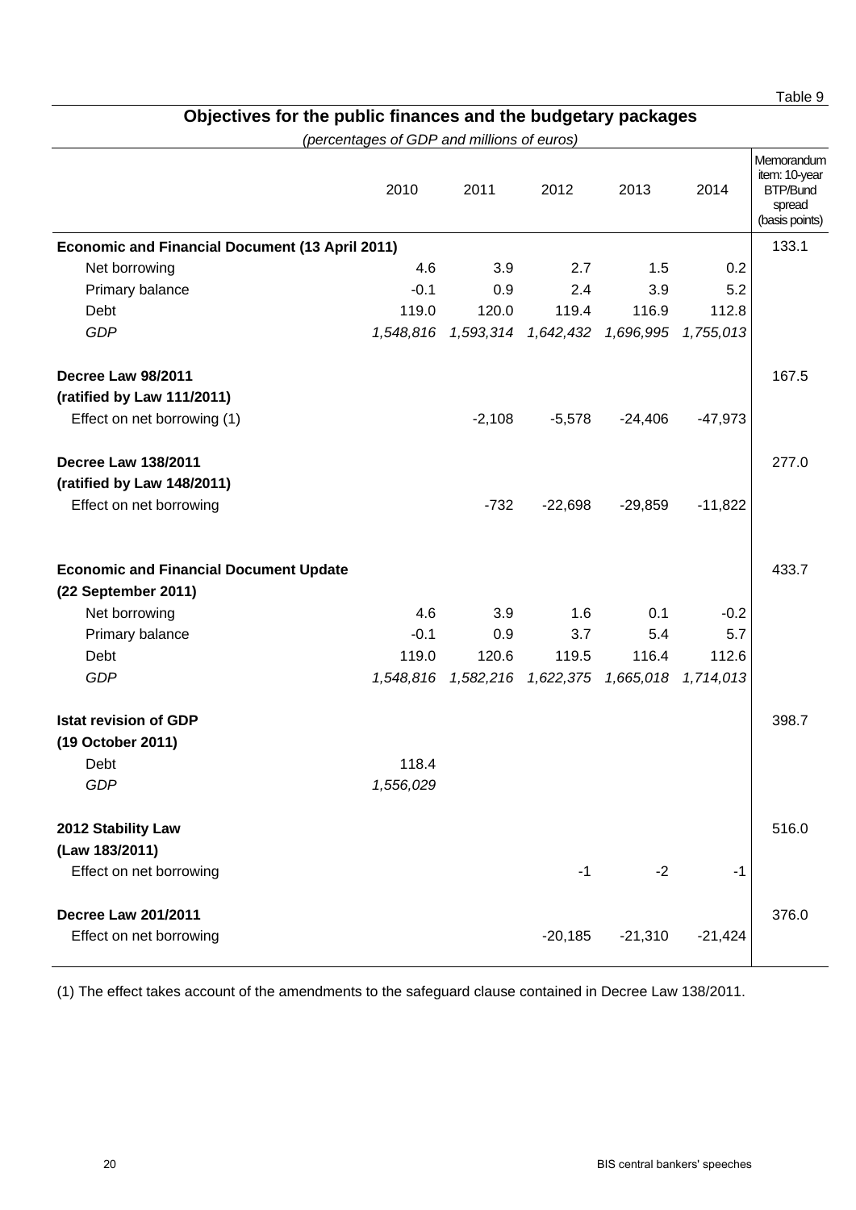Table 9

## Objectives for the public finances and the budgetary packages

*(percentages of GDP and millions of euros)*

| | 2010 | 2011 | 2012 | 2013 | 2014 | Memorandum item: 10-year BTP/Bund spread (basis points) |
|---|---|---|---|---|---|---|
| **Economic and Financial Document (13 April 2011)** | | | | | | 133.1 |
| Net borrowing | 4.6 | 3.9 | 2.7 | 1.5 | 0.2 | |
| Primary balance | -0.1 | 0.9 | 2.4 | 3.9 | 5.2 | |
| Debt | 119.0 | 120.0 | 119.4 | 116.9 | 112.8 | |
| *GDP* | *1,548,816* | *1,593,314* | *1,642,432* | *1,696,995* | *1,755,013* | |
| **Decree Law 98/2011 (ratified by Law 111/2011)** | | | | | | 167.5 |
| Effect on net borrowing (1) | | -2,108 | -5,578 | -24,406 | -47,973 | |
| **Decree Law 138/2011 (ratified by Law 148/2011)** | | | | | | 277.0 |
| Effect on net borrowing | | -732 | -22,698 | -29,859 | -11,822 | |
| **Economic and Financial Document Update (22 September 2011)** | | | | | | 433.7 |
| Net borrowing | 4.6 | 3.9 | 1.6 | 0.1 | -0.2 | |
| Primary balance | -0.1 | 0.9 | 3.7 | 5.4 | 5.7 | |
| Debt | 119.0 | 120.6 | 119.5 | 116.4 | 112.6 | |
| *GDP* | *1,548,816* | *1,582,216* | *1,622,375* | *1,665,018* | *1,714,013* | |
| **Istat revision of GDP (19 October 2011)** | | | | | | 398.7 |
| Debt | 118.4 | | | | | |
| *GDP* | *1,556,029* | | | | | |
| **2012 Stability Law (Law 183/2011)** | | | | | | 516.0 |
| Effect on net borrowing | | | -1 | -2 | -1 | |
| **Decree Law 201/2011** | | | | | | 376.0 |
| Effect on net borrowing | | | -20,185 | -21,310 | -21,424 | |

(1) The effect takes account of the amendments to the safeguard clause contained in Decree Law 138/2011.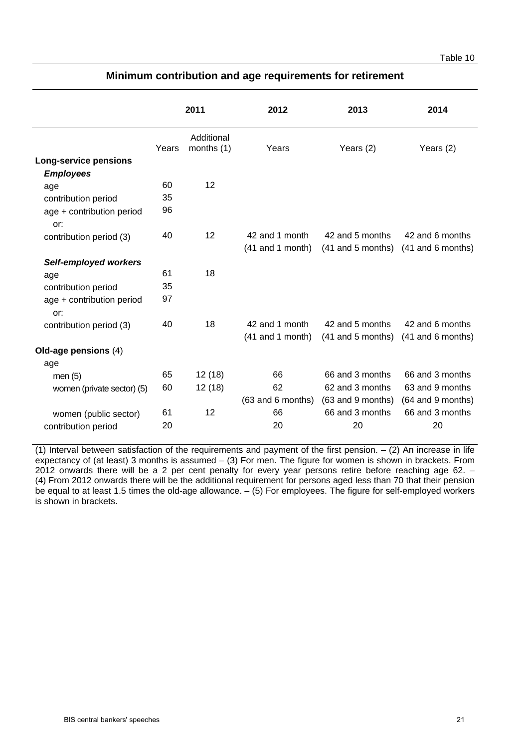Table 10

## Minimum contribution and age requirements for retirement

| | 2011 | | 2012 | 2013 | 2014 |
|---|---|---|---|---|---|
| | Years | Additional months (1) | Years | Years (2) | Years (2) |
| **Long-service pensions** | | | | | |
| ***Employees*** | | | | | |
| age | 60 | 12 | | | |
| contribution period | 35 | | | | |
| age + contribution period | 96 | | | | |
| or: | | | | | |
| contribution period (3) | 40 | 12 | 42 and 1 month (41 and 1 month) | 42 and 5 months (41 and 5 months) | 42 and 6 months (41 and 6 months) |
| ***Self-employed workers*** | | | | | |
| age | 61 | 18 | | | |
| contribution period | 35 | | | | |
| age + contribution period | 97 | | | | |
| or: | | | | | |
| contribution period (3) | 40 | 18 | 42 and 1 month (41 and 1 month) | 42 and 5 months (41 and 5 months) | 42 and 6 months (41 and 6 months) |
| **Old-age pensions** (4) | | | | | |
| age | | | | | |
| men (5) | 65 | 12 (18) | 66 | 66 and 3 months | 66 and 3 months |
| women (private sector) (5) | 60 | 12 (18) | 62 (63 and 6 months) | 62 and 3 months (63 and 9 months) | 63 and 9 months (64 and 9 months) |
| women (public sector) | 61 | 12 | 66 | 66 and 3 months | 66 and 3 months |
| contribution period | 20 | | 20 | 20 | 20 |

(1) Interval between satisfaction of the requirements and payment of the first pension. – (2) An increase in life expectancy of (at least) 3 months is assumed – (3) For men. The figure for women is shown in brackets. From 2012 onwards there will be a 2 per cent penalty for every year persons retire before reaching age 62. – (4) From 2012 onwards there will be the additional requirement for persons aged less than 70 that their pension be equal to at least 1.5 times the old-age allowance. – (5) For employees. The figure for self-employed workers is shown in brackets.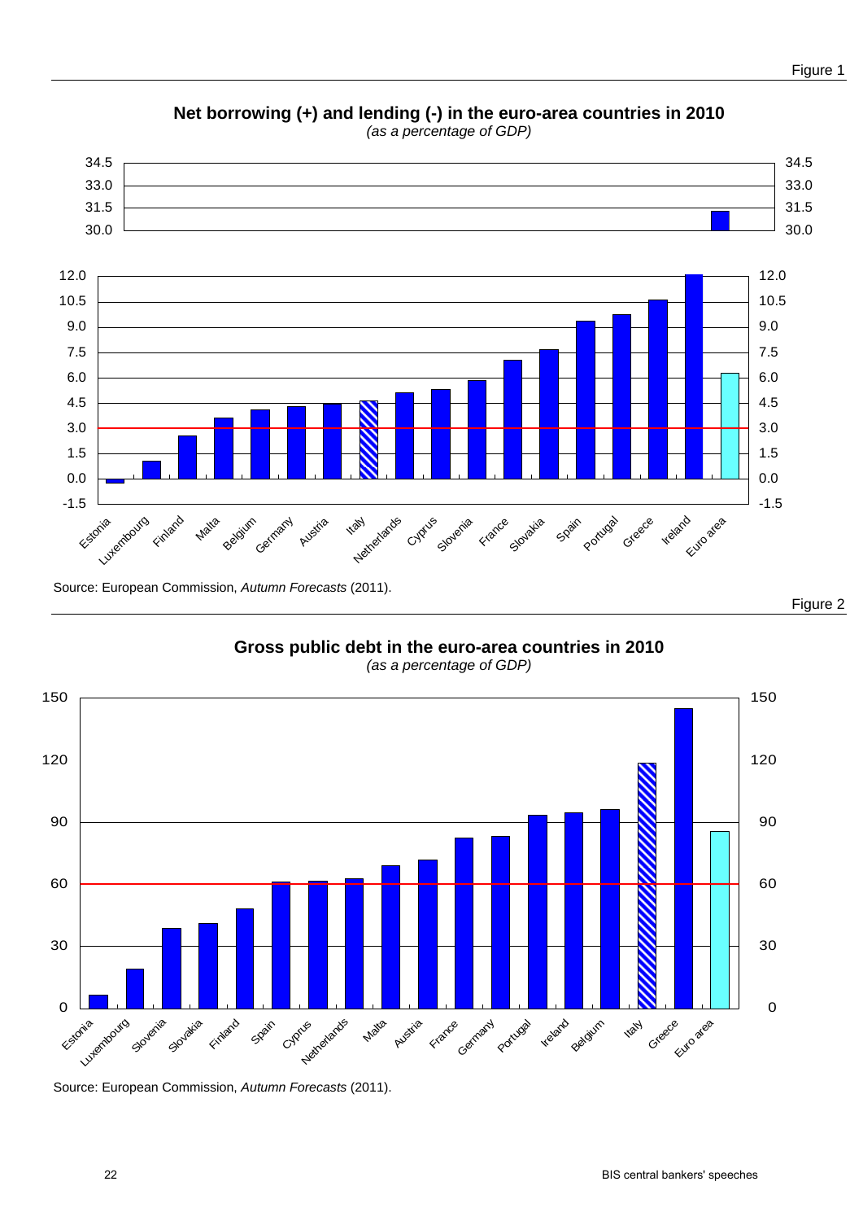Figure 1

**Net borrowing (+) and lending (-) in the euro-area countries in 2010**

*(as a percentage of GDP)*

Source: European Commission, *Autumn Forecasts* (2011).

Figure 2

**Gross public debt in the euro-area countries in 2010**

*(as a percentage of GDP)*

Source: European Commission, *Autumn Forecasts* (2011).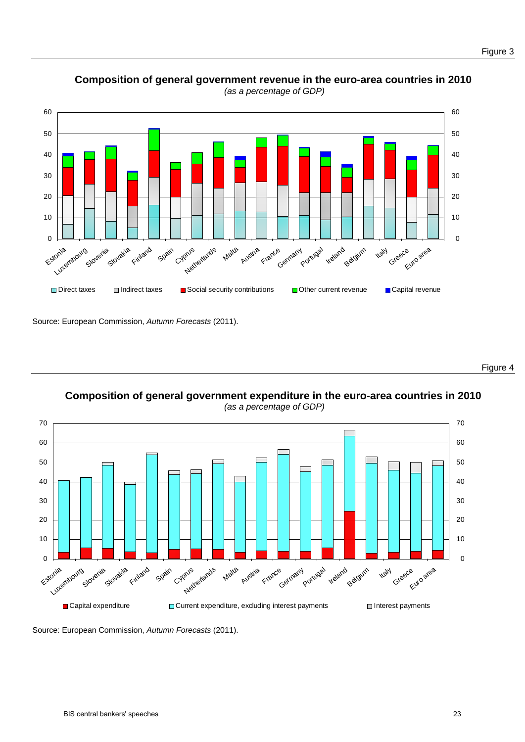Figure 3

**Composition of general government revenue in the euro-area countries in 2010**
*(as a percentage of GDP)*

Source: European Commission, *Autumn Forecasts* (2011).

Figure 4

**Composition of general government expenditure in the euro-area countries in 2010**
*(as a percentage of GDP)*

Source: European Commission, *Autumn Forecasts* (2011).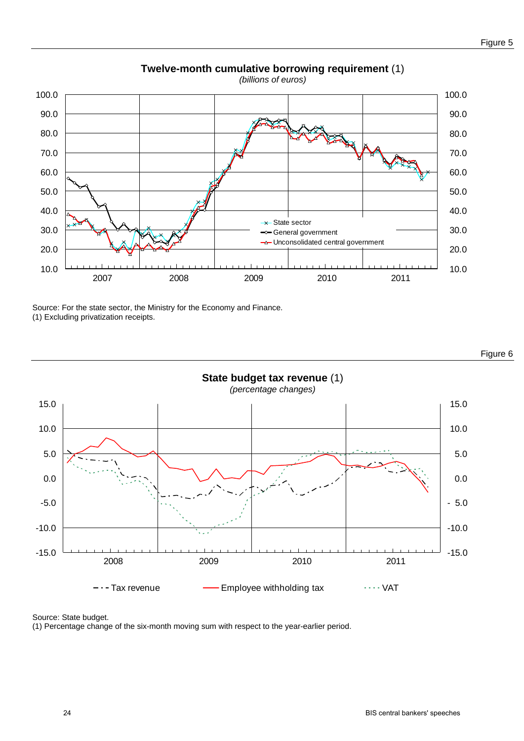Figure 5

**Twelve-month cumulative borrowing requirement** (1)
*(billions of euros)*

Source: For the state sector, the Ministry for the Economy and Finance.
(1) Excluding privatization receipts.

Figure 6

**State budget tax revenue** (1)
*(percentage changes)*

Source: State budget.
(1) Percentage change of the six-month moving sum with respect to the year-earlier period.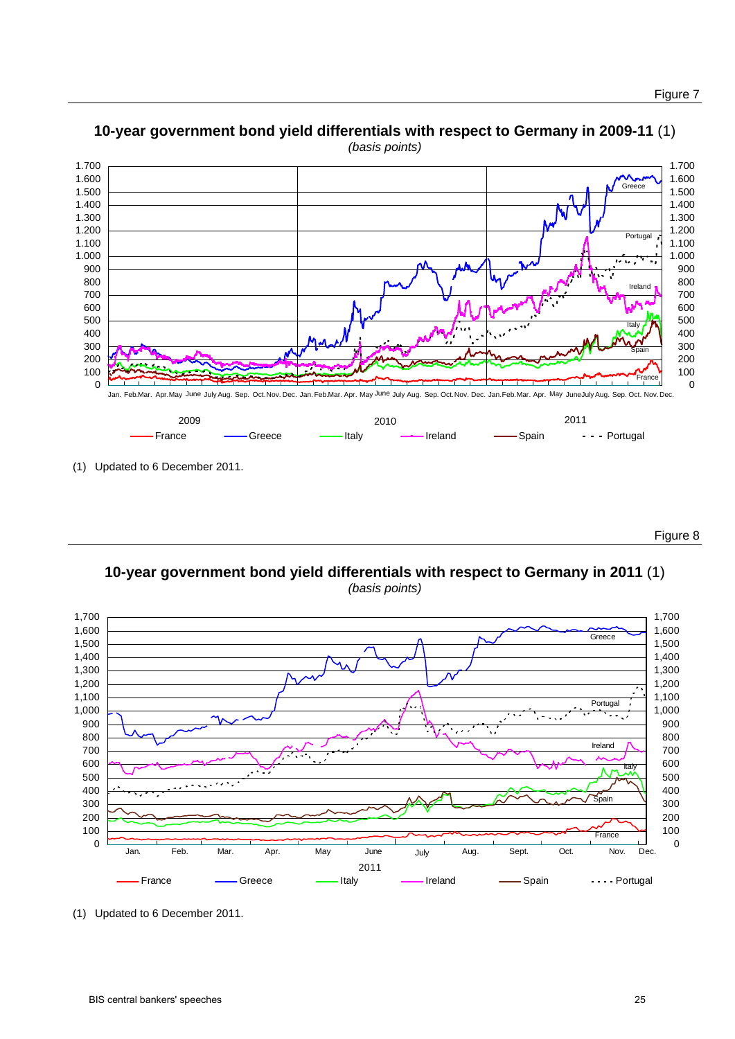Figure 7

**10-year government bond yield differentials with respect to Germany in 2009-11** (1)
*(basis points)*

(1) Updated to 6 December 2011.

Figure 8

**10-year government bond yield differentials with respect to Germany in 2011** (1)
*(basis points)*

(1) Updated to 6 December 2011.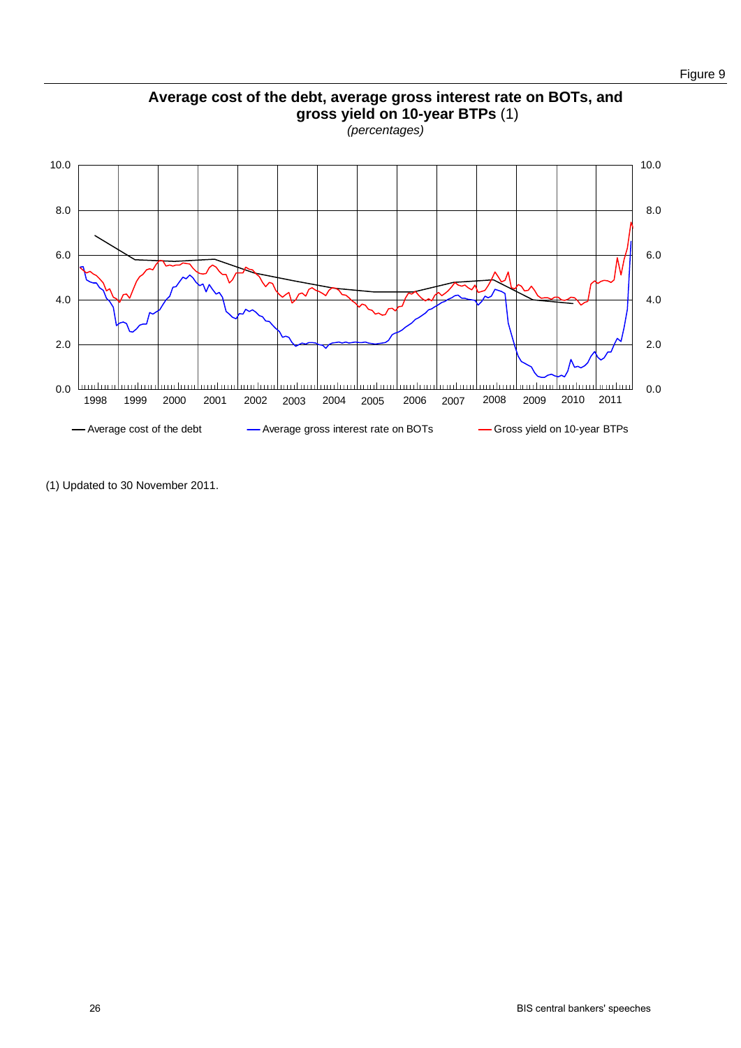Figure 9

**Average cost of the debt, average gross interest rate on BOTs, and gross yield on 10-year BTPs** (1)

*(percentages)*

10.0
8.0
6.0
4.0
2.0
0.0

1998 1999 2000 2001 2002 2003 2004 2005 2006 2007 2008 2009 2010 2011

Average cost of the debt
Average gross interest rate on BOTs
Gross yield on 10-year BTPs

(1) Updated to 30 November 2011.